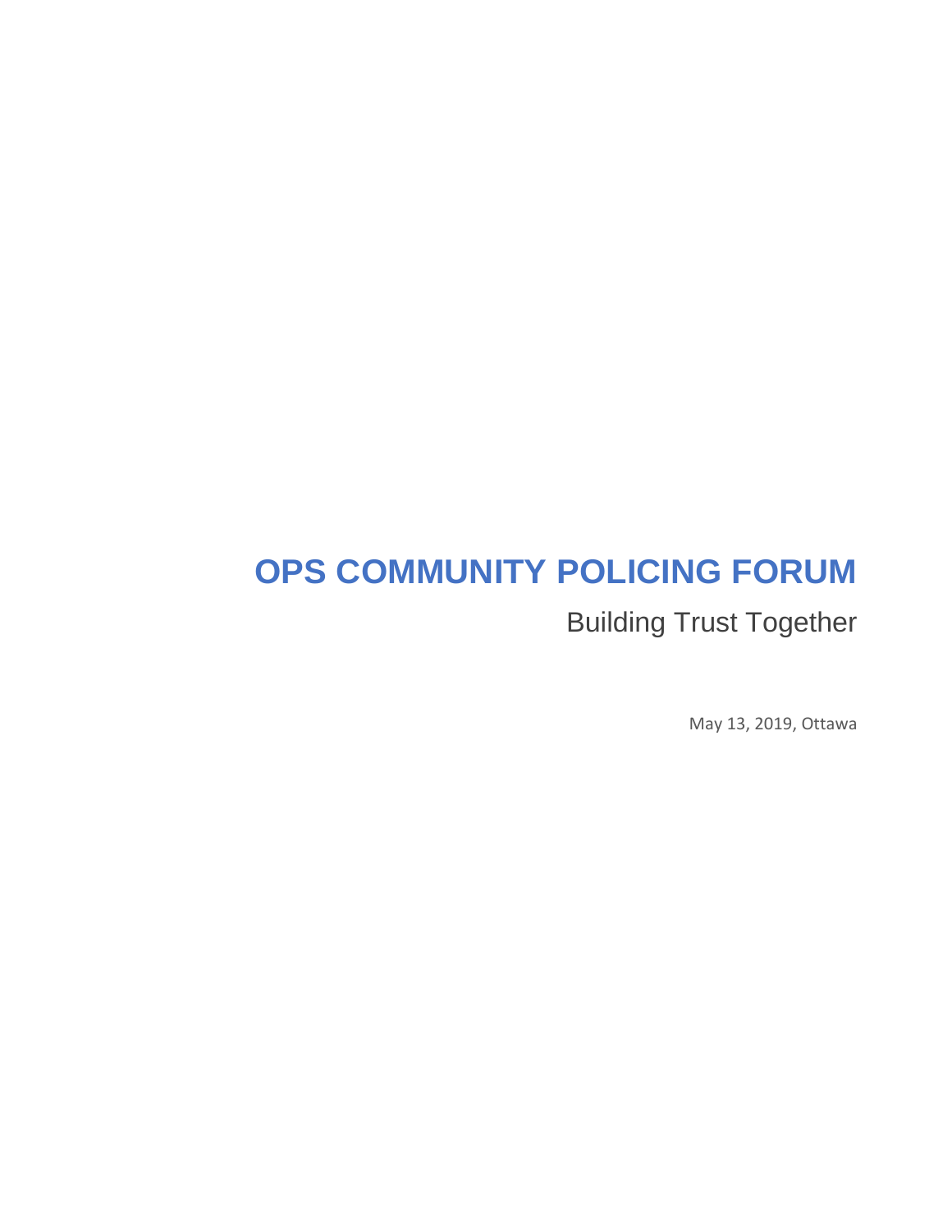# OPS COMMUNITY POLICING FORUM

## Building Trust Together

May 13, 2019, Ottawa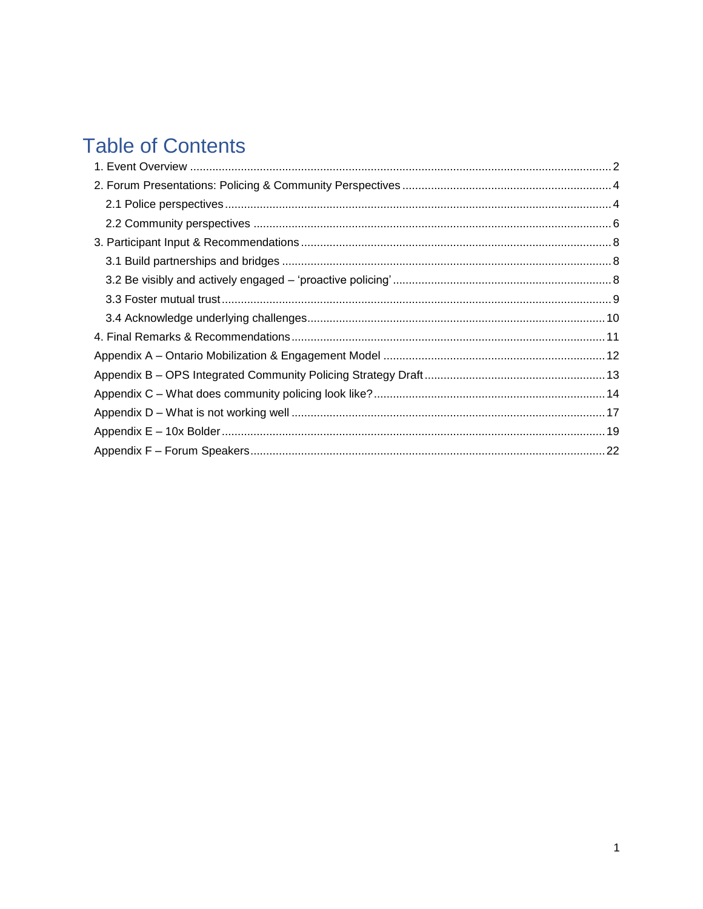# Table of Contents

1. Event Overview .......... 2
2. Forum Presentations: Policing & Community Perspectives .......... 4
   - 2.1 Police perspectives .......... 4
   - 2.2 Community perspectives .......... 6
3. Participant Input & Recommendations .......... 8
   - 3.1 Build partnerships and bridges .......... 8
   - 3.2 Be visibly and actively engaged – 'proactive policing' .......... 8
   - 3.3 Foster mutual trust .......... 9
   - 3.4 Acknowledge underlying challenges .......... 10
4. Final Remarks & Recommendations .......... 11

Appendix A – Ontario Mobilization & Engagement Model .......... 12

Appendix B – OPS Integrated Community Policing Strategy Draft .......... 13

Appendix C – What does community policing look like? .......... 14

Appendix D – What is not working well .......... 17

Appendix E – 10x Bolder .......... 19

Appendix F – Forum Speakers .......... 22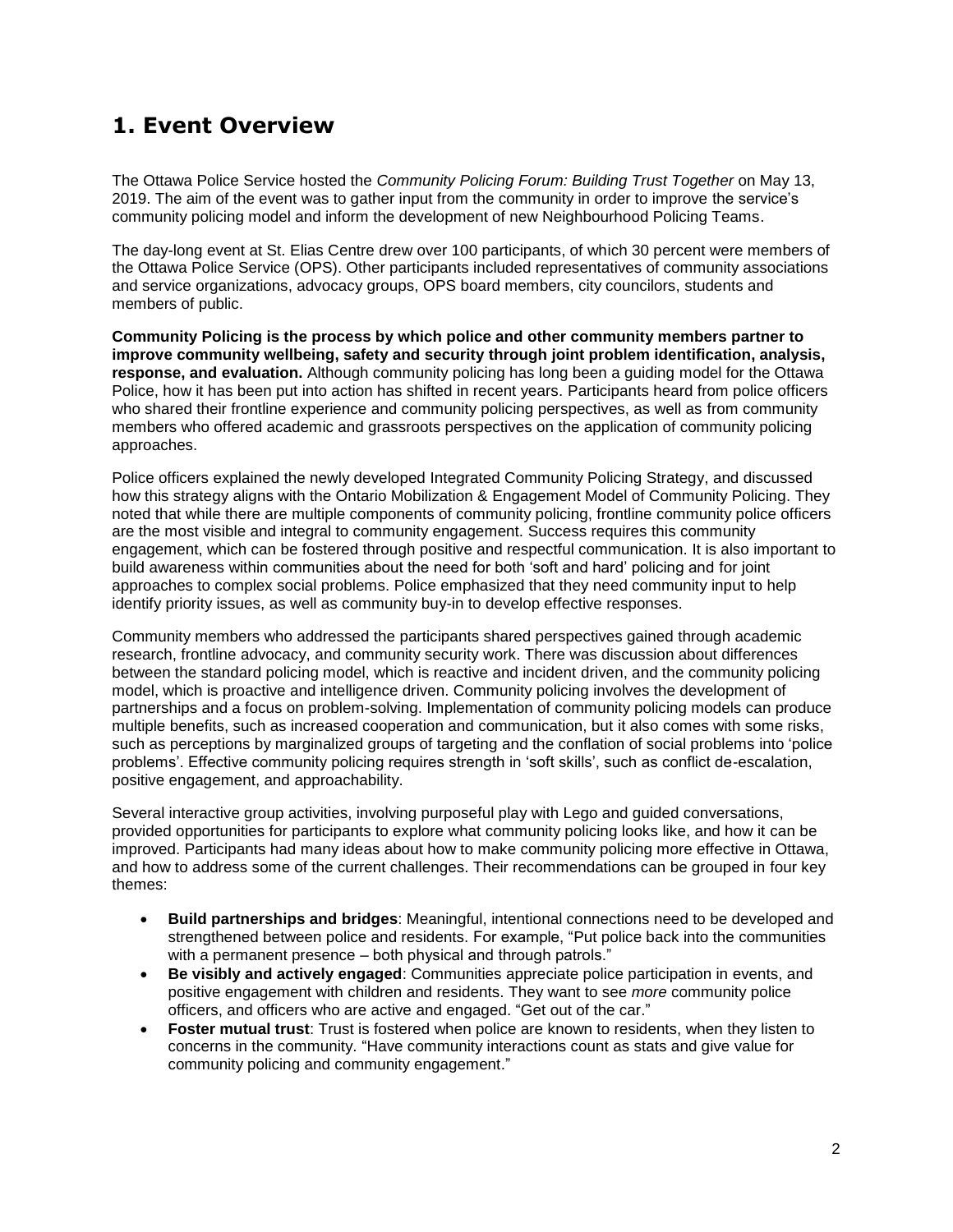# 1. Event Overview

The Ottawa Police Service hosted the *Community Policing Forum: Building Trust Together* on May 13, 2019. The aim of the event was to gather input from the community in order to improve the service's community policing model and inform the development of new Neighbourhood Policing Teams.

The day-long event at St. Elias Centre drew over 100 participants, of which 30 percent were members of the Ottawa Police Service (OPS). Other participants included representatives of community associations and service organizations, advocacy groups, OPS board members, city councilors, students and members of public.

**Community Policing is the process by which police and other community members partner to improve community wellbeing, safety and security through joint problem identification, analysis, response, and evaluation.** Although community policing has long been a guiding model for the Ottawa Police, how it has been put into action has shifted in recent years. Participants heard from police officers who shared their frontline experience and community policing perspectives, as well as from community members who offered academic and grassroots perspectives on the application of community policing approaches.

Police officers explained the newly developed Integrated Community Policing Strategy, and discussed how this strategy aligns with the Ontario Mobilization & Engagement Model of Community Policing. They noted that while there are multiple components of community policing, frontline community police officers are the most visible and integral to community engagement. Success requires this community engagement, which can be fostered through positive and respectful communication. It is also important to build awareness within communities about the need for both 'soft and hard' policing and for joint approaches to complex social problems. Police emphasized that they need community input to help identify priority issues, as well as community buy-in to develop effective responses.

Community members who addressed the participants shared perspectives gained through academic research, frontline advocacy, and community security work. There was discussion about differences between the standard policing model, which is reactive and incident driven, and the community policing model, which is proactive and intelligence driven. Community policing involves the development of partnerships and a focus on problem-solving. Implementation of community policing models can produce multiple benefits, such as increased cooperation and communication, but it also comes with some risks, such as perceptions by marginalized groups of targeting and the conflation of social problems into 'police problems'. Effective community policing requires strength in 'soft skills', such as conflict de-escalation, positive engagement, and approachability.

Several interactive group activities, involving purposeful play with Lego and guided conversations, provided opportunities for participants to explore what community policing looks like, and how it can be improved. Participants had many ideas about how to make community policing more effective in Ottawa, and how to address some of the current challenges. Their recommendations can be grouped in four key themes:

- **Build partnerships and bridges**: Meaningful, intentional connections need to be developed and strengthened between police and residents. For example, "Put police back into the communities with a permanent presence – both physical and through patrols."
- **Be visibly and actively engaged**: Communities appreciate police participation in events, and positive engagement with children and residents. They want to see *more* community police officers, and officers who are active and engaged. "Get out of the car."
- **Foster mutual trust**: Trust is fostered when police are known to residents, when they listen to concerns in the community. "Have community interactions count as stats and give value for community policing and community engagement."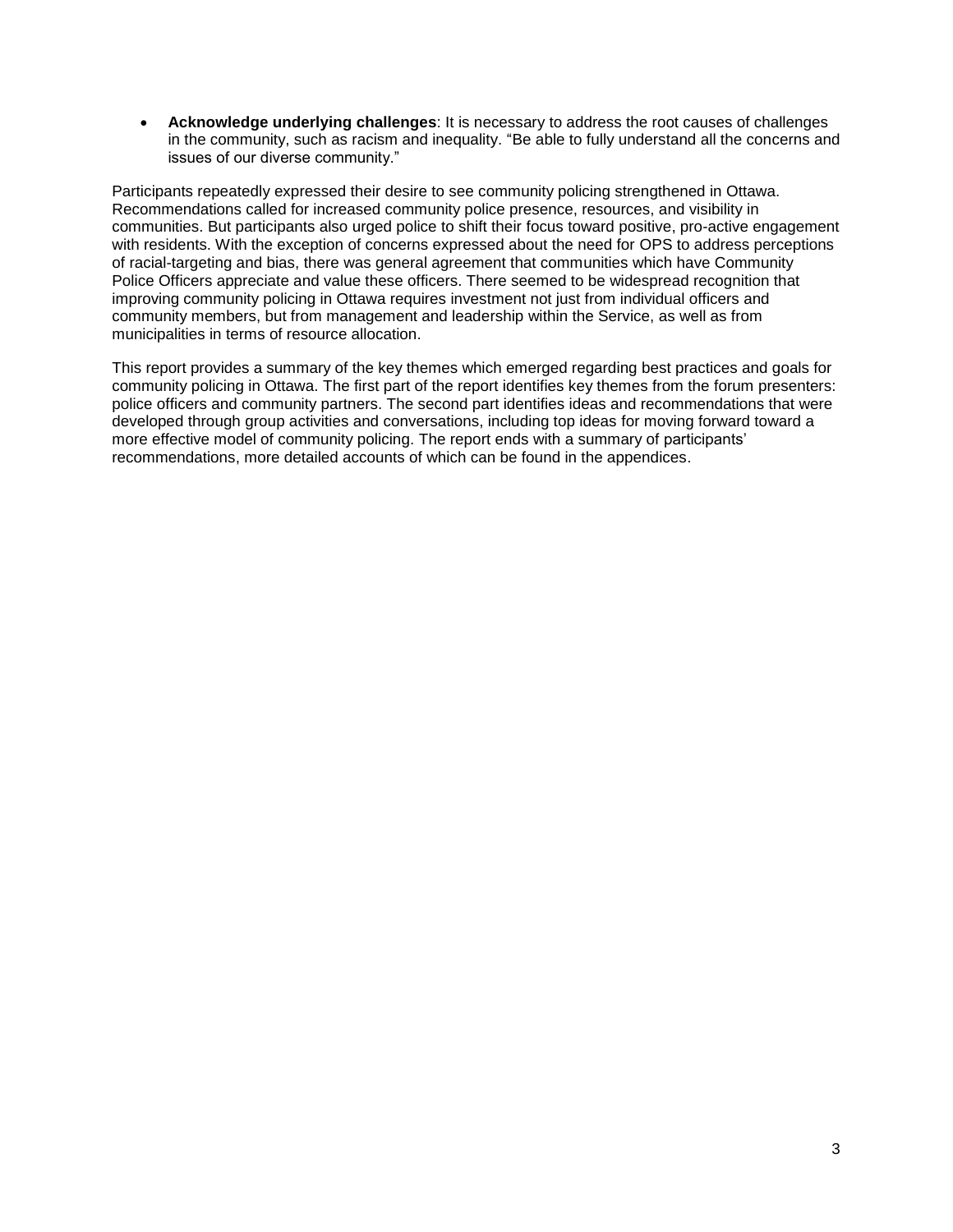- **Acknowledge underlying challenges**: It is necessary to address the root causes of challenges in the community, such as racism and inequality. “Be able to fully understand all the concerns and issues of our diverse community.”

Participants repeatedly expressed their desire to see community policing strengthened in Ottawa. Recommendations called for increased community police presence, resources, and visibility in communities. But participants also urged police to shift their focus toward positive, pro-active engagement with residents. With the exception of concerns expressed about the need for OPS to address perceptions of racial-targeting and bias, there was general agreement that communities which have Community Police Officers appreciate and value these officers. There seemed to be widespread recognition that improving community policing in Ottawa requires investment not just from individual officers and community members, but from management and leadership within the Service, as well as from municipalities in terms of resource allocation.

This report provides a summary of the key themes which emerged regarding best practices and goals for community policing in Ottawa. The first part of the report identifies key themes from the forum presenters: police officers and community partners. The second part identifies ideas and recommendations that were developed through group activities and conversations, including top ideas for moving forward toward a more effective model of community policing. The report ends with a summary of participants’ recommendations, more detailed accounts of which can be found in the appendices.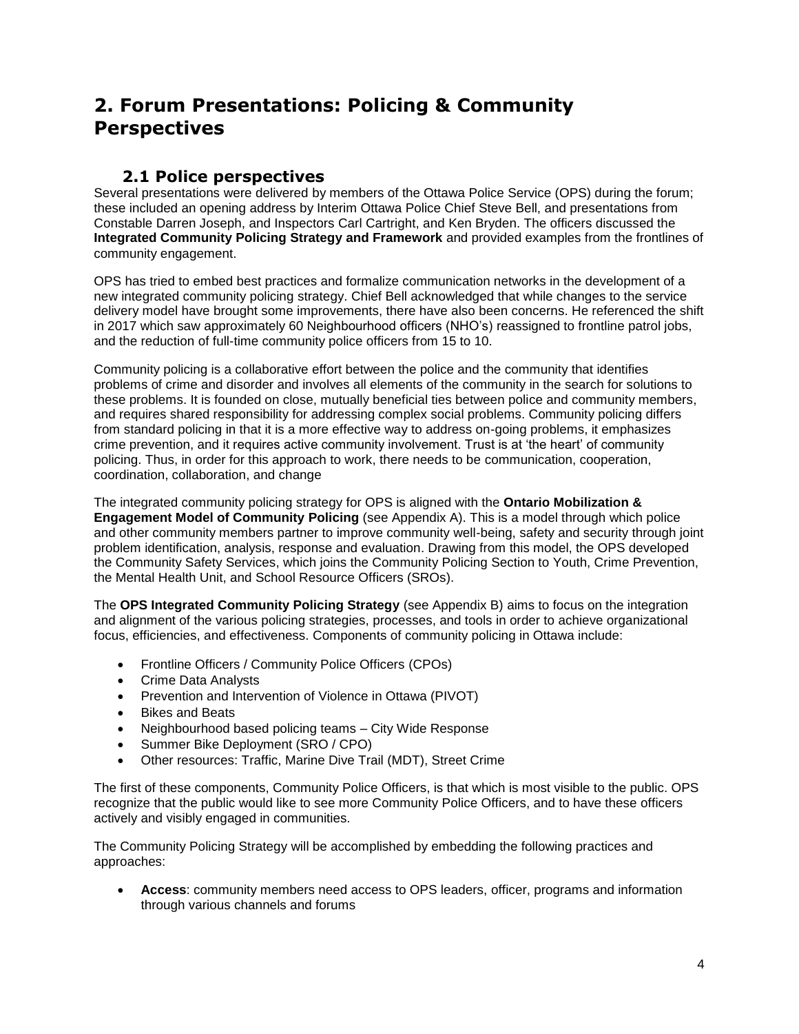# 2. Forum Presentations: Policing & Community Perspectives

## 2.1 Police perspectives

Several presentations were delivered by members of the Ottawa Police Service (OPS) during the forum; these included an opening address by Interim Ottawa Police Chief Steve Bell, and presentations from Constable Darren Joseph, and Inspectors Carl Cartright, and Ken Bryden. The officers discussed the **Integrated Community Policing Strategy and Framework** and provided examples from the frontlines of community engagement.

OPS has tried to embed best practices and formalize communication networks in the development of a new integrated community policing strategy. Chief Bell acknowledged that while changes to the service delivery model have brought some improvements, there have also been concerns. He referenced the shift in 2017 which saw approximately 60 Neighbourhood officers (NHO's) reassigned to frontline patrol jobs, and the reduction of full-time community police officers from 15 to 10.

Community policing is a collaborative effort between the police and the community that identifies problems of crime and disorder and involves all elements of the community in the search for solutions to these problems. It is founded on close, mutually beneficial ties between police and community members, and requires shared responsibility for addressing complex social problems. Community policing differs from standard policing in that it is a more effective way to address on-going problems, it emphasizes crime prevention, and it requires active community involvement. Trust is at 'the heart' of community policing. Thus, in order for this approach to work, there needs to be communication, cooperation, coordination, collaboration, and change

The integrated community policing strategy for OPS is aligned with the **Ontario Mobilization & Engagement Model of Community Policing** (see Appendix A). This is a model through which police and other community members partner to improve community well-being, safety and security through joint problem identification, analysis, response and evaluation. Drawing from this model, the OPS developed the Community Safety Services, which joins the Community Policing Section to Youth, Crime Prevention, the Mental Health Unit, and School Resource Officers (SROs).

The **OPS Integrated Community Policing Strategy** (see Appendix B) aims to focus on the integration and alignment of the various policing strategies, processes, and tools in order to achieve organizational focus, efficiencies, and effectiveness. Components of community policing in Ottawa include:

- Frontline Officers / Community Police Officers (CPOs)
- Crime Data Analysts
- Prevention and Intervention of Violence in Ottawa (PIVOT)
- Bikes and Beats
- Neighbourhood based policing teams – City Wide Response
- Summer Bike Deployment (SRO / CPO)
- Other resources: Traffic, Marine Dive Trail (MDT), Street Crime

The first of these components, Community Police Officers, is that which is most visible to the public. OPS recognize that the public would like to see more Community Police Officers, and to have these officers actively and visibly engaged in communities.

The Community Policing Strategy will be accomplished by embedding the following practices and approaches:

- **Access**: community members need access to OPS leaders, officer, programs and information through various channels and forums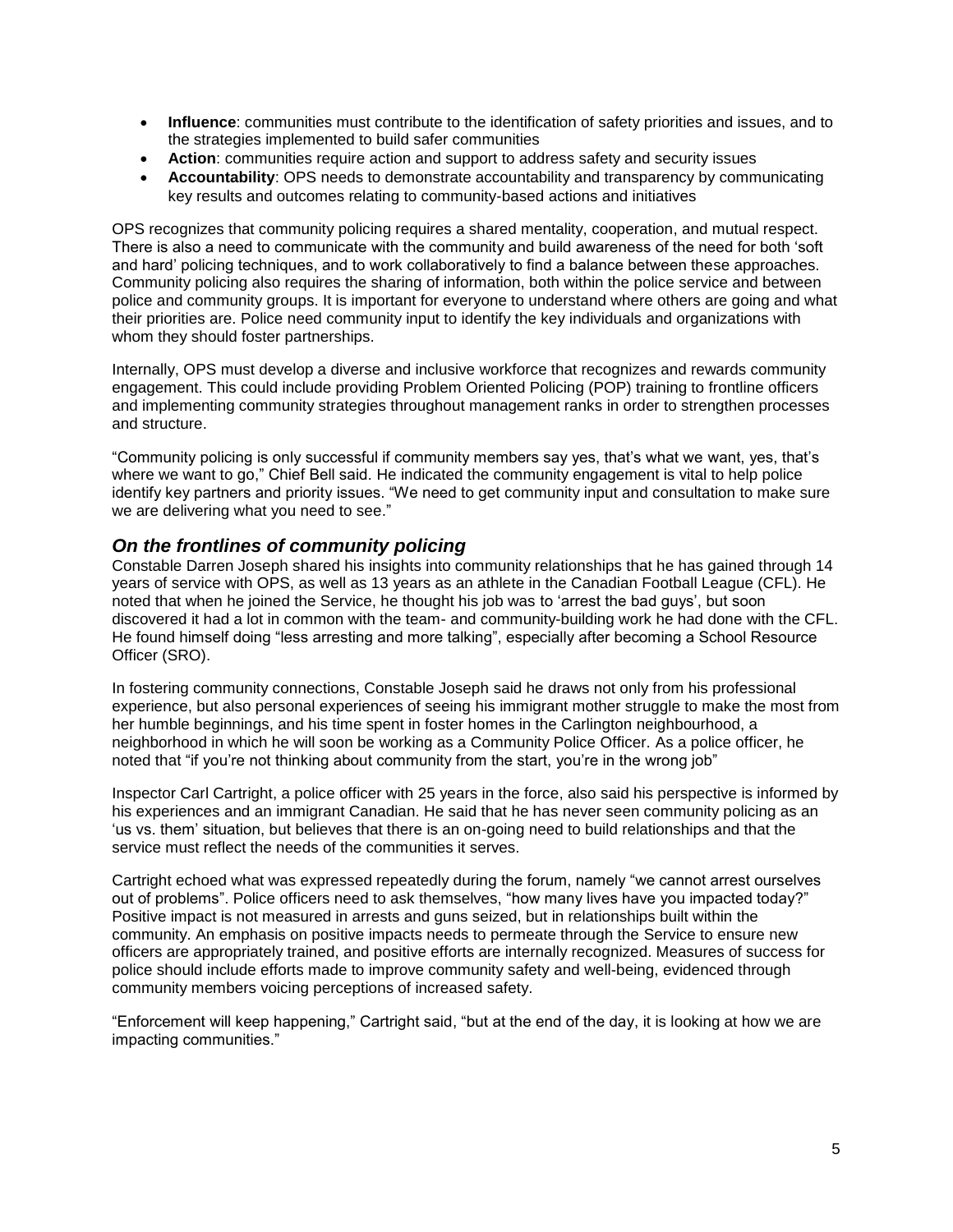- **Influence**: communities must contribute to the identification of safety priorities and issues, and to the strategies implemented to build safer communities
- **Action**: communities require action and support to address safety and security issues
- **Accountability**: OPS needs to demonstrate accountability and transparency by communicating key results and outcomes relating to community-based actions and initiatives

OPS recognizes that community policing requires a shared mentality, cooperation, and mutual respect. There is also a need to communicate with the community and build awareness of the need for both 'soft and hard' policing techniques, and to work collaboratively to find a balance between these approaches. Community policing also requires the sharing of information, both within the police service and between police and community groups. It is important for everyone to understand where others are going and what their priorities are. Police need community input to identify the key individuals and organizations with whom they should foster partnerships.

Internally, OPS must develop a diverse and inclusive workforce that recognizes and rewards community engagement. This could include providing Problem Oriented Policing (POP) training to frontline officers and implementing community strategies throughout management ranks in order to strengthen processes and structure.

"Community policing is only successful if community members say yes, that's what we want, yes, that's where we want to go," Chief Bell said. He indicated the community engagement is vital to help police identify key partners and priority issues. "We need to get community input and consultation to make sure we are delivering what you need to see."

## *On the frontlines of community policing*

Constable Darren Joseph shared his insights into community relationships that he has gained through 14 years of service with OPS, as well as 13 years as an athlete in the Canadian Football League (CFL). He noted that when he joined the Service, he thought his job was to 'arrest the bad guys', but soon discovered it had a lot in common with the team- and community-building work he had done with the CFL. He found himself doing "less arresting and more talking", especially after becoming a School Resource Officer (SRO).

In fostering community connections, Constable Joseph said he draws not only from his professional experience, but also personal experiences of seeing his immigrant mother struggle to make the most from her humble beginnings, and his time spent in foster homes in the Carlington neighbourhood, a neighborhood in which he will soon be working as a Community Police Officer. As a police officer, he noted that "if you're not thinking about community from the start, you're in the wrong job"

Inspector Carl Cartright, a police officer with 25 years in the force, also said his perspective is informed by his experiences and an immigrant Canadian. He said that he has never seen community policing as an 'us vs. them' situation, but believes that there is an on-going need to build relationships and that the service must reflect the needs of the communities it serves.

Cartright echoed what was expressed repeatedly during the forum, namely "we cannot arrest ourselves out of problems". Police officers need to ask themselves, "how many lives have you impacted today?" Positive impact is not measured in arrests and guns seized, but in relationships built within the community. An emphasis on positive impacts needs to permeate through the Service to ensure new officers are appropriately trained, and positive efforts are internally recognized. Measures of success for police should include efforts made to improve community safety and well-being, evidenced through community members voicing perceptions of increased safety.

"Enforcement will keep happening," Cartright said, "but at the end of the day, it is looking at how we are impacting communities."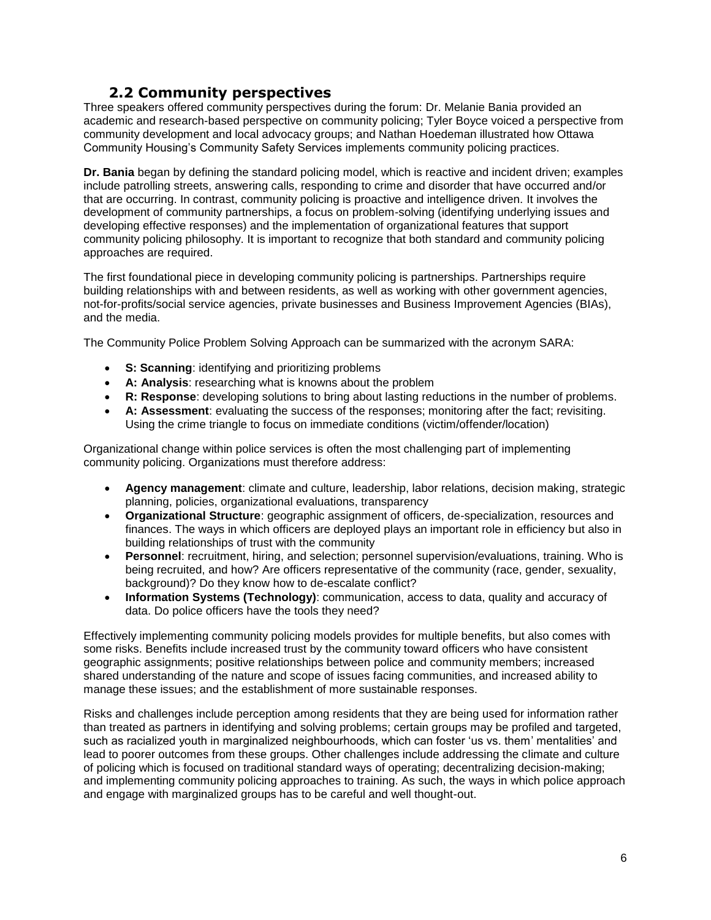## 2.2 Community perspectives

Three speakers offered community perspectives during the forum: Dr. Melanie Bania provided an academic and research-based perspective on community policing; Tyler Boyce voiced a perspective from community development and local advocacy groups; and Nathan Hoedeman illustrated how Ottawa Community Housing's Community Safety Services implements community policing practices.

**Dr. Bania** began by defining the standard policing model, which is reactive and incident driven; examples include patrolling streets, answering calls, responding to crime and disorder that have occurred and/or that are occurring. In contrast, community policing is proactive and intelligence driven. It involves the development of community partnerships, a focus on problem-solving (identifying underlying issues and developing effective responses) and the implementation of organizational features that support community policing philosophy. It is important to recognize that both standard and community policing approaches are required.

The first foundational piece in developing community policing is partnerships. Partnerships require building relationships with and between residents, as well as working with other government agencies, not-for-profits/social service agencies, private businesses and Business Improvement Agencies (BIAs), and the media.

The Community Police Problem Solving Approach can be summarized with the acronym SARA:

- **S: Scanning**: identifying and prioritizing problems
- **A: Analysis**: researching what is knowns about the problem
- **R: Response**: developing solutions to bring about lasting reductions in the number of problems.
- **A: Assessment**: evaluating the success of the responses; monitoring after the fact; revisiting. Using the crime triangle to focus on immediate conditions (victim/offender/location)

Organizational change within police services is often the most challenging part of implementing community policing. Organizations must therefore address:

- **Agency management**: climate and culture, leadership, labor relations, decision making, strategic planning, policies, organizational evaluations, transparency
- **Organizational Structure**: geographic assignment of officers, de-specialization, resources and finances. The ways in which officers are deployed plays an important role in efficiency but also in building relationships of trust with the community
- **Personnel**: recruitment, hiring, and selection; personnel supervision/evaluations, training. Who is being recruited, and how? Are officers representative of the community (race, gender, sexuality, background)? Do they know how to de-escalate conflict?
- **Information Systems (Technology)**: communication, access to data, quality and accuracy of data. Do police officers have the tools they need?

Effectively implementing community policing models provides for multiple benefits, but also comes with some risks. Benefits include increased trust by the community toward officers who have consistent geographic assignments; positive relationships between police and community members; increased shared understanding of the nature and scope of issues facing communities, and increased ability to manage these issues; and the establishment of more sustainable responses.

Risks and challenges include perception among residents that they are being used for information rather than treated as partners in identifying and solving problems; certain groups may be profiled and targeted, such as racialized youth in marginalized neighbourhoods, which can foster 'us vs. them' mentalities' and lead to poorer outcomes from these groups. Other challenges include addressing the climate and culture of policing which is focused on traditional standard ways of operating; decentralizing decision-making; and implementing community policing approaches to training. As such, the ways in which police approach and engage with marginalized groups has to be careful and well thought-out.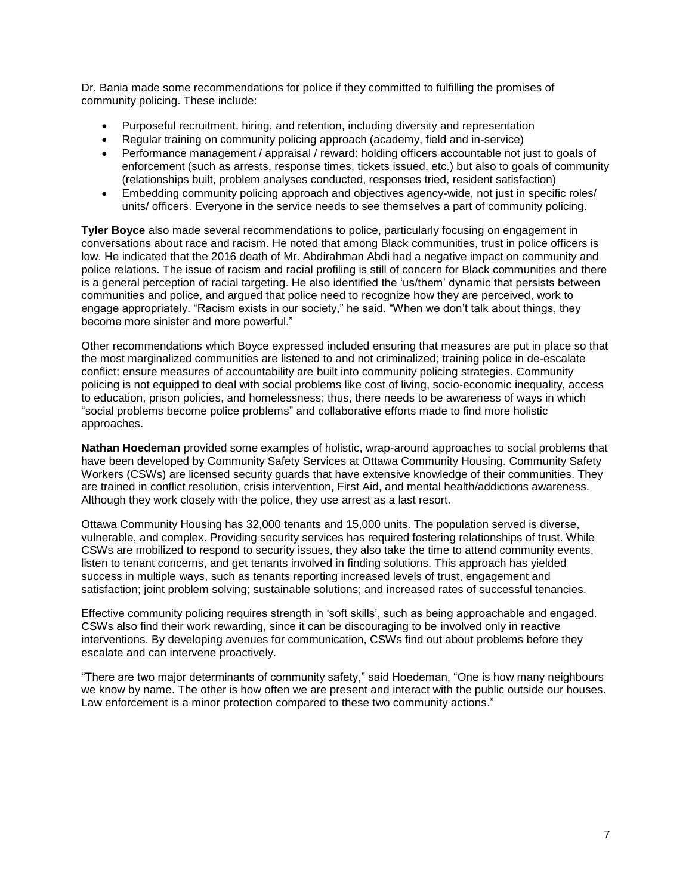Dr. Bania made some recommendations for police if they committed to fulfilling the promises of community policing. These include:

- Purposeful recruitment, hiring, and retention, including diversity and representation
- Regular training on community policing approach (academy, field and in-service)
- Performance management / appraisal / reward: holding officers accountable not just to goals of enforcement (such as arrests, response times, tickets issued, etc.) but also to goals of community (relationships built, problem analyses conducted, responses tried, resident satisfaction)
- Embedding community policing approach and objectives agency-wide, not just in specific roles/ units/ officers. Everyone in the service needs to see themselves a part of community policing.

**Tyler Boyce** also made several recommendations to police, particularly focusing on engagement in conversations about race and racism. He noted that among Black communities, trust in police officers is low. He indicated that the 2016 death of Mr. Abdirahman Abdi had a negative impact on community and police relations. The issue of racism and racial profiling is still of concern for Black communities and there is a general perception of racial targeting. He also identified the 'us/them' dynamic that persists between communities and police, and argued that police need to recognize how they are perceived, work to engage appropriately. "Racism exists in our society," he said. "When we don't talk about things, they become more sinister and more powerful."

Other recommendations which Boyce expressed included ensuring that measures are put in place so that the most marginalized communities are listened to and not criminalized; training police in de-escalate conflict; ensure measures of accountability are built into community policing strategies. Community policing is not equipped to deal with social problems like cost of living, socio-economic inequality, access to education, prison policies, and homelessness; thus, there needs to be awareness of ways in which "social problems become police problems" and collaborative efforts made to find more holistic approaches.

**Nathan Hoedeman** provided some examples of holistic, wrap-around approaches to social problems that have been developed by Community Safety Services at Ottawa Community Housing. Community Safety Workers (CSWs) are licensed security guards that have extensive knowledge of their communities. They are trained in conflict resolution, crisis intervention, First Aid, and mental health/addictions awareness. Although they work closely with the police, they use arrest as a last resort.

Ottawa Community Housing has 32,000 tenants and 15,000 units. The population served is diverse, vulnerable, and complex. Providing security services has required fostering relationships of trust. While CSWs are mobilized to respond to security issues, they also take the time to attend community events, listen to tenant concerns, and get tenants involved in finding solutions. This approach has yielded success in multiple ways, such as tenants reporting increased levels of trust, engagement and satisfaction; joint problem solving; sustainable solutions; and increased rates of successful tenancies.

Effective community policing requires strength in 'soft skills', such as being approachable and engaged. CSWs also find their work rewarding, since it can be discouraging to be involved only in reactive interventions. By developing avenues for communication, CSWs find out about problems before they escalate and can intervene proactively.

"There are two major determinants of community safety," said Hoedeman, "One is how many neighbours we know by name. The other is how often we are present and interact with the public outside our houses. Law enforcement is a minor protection compared to these two community actions."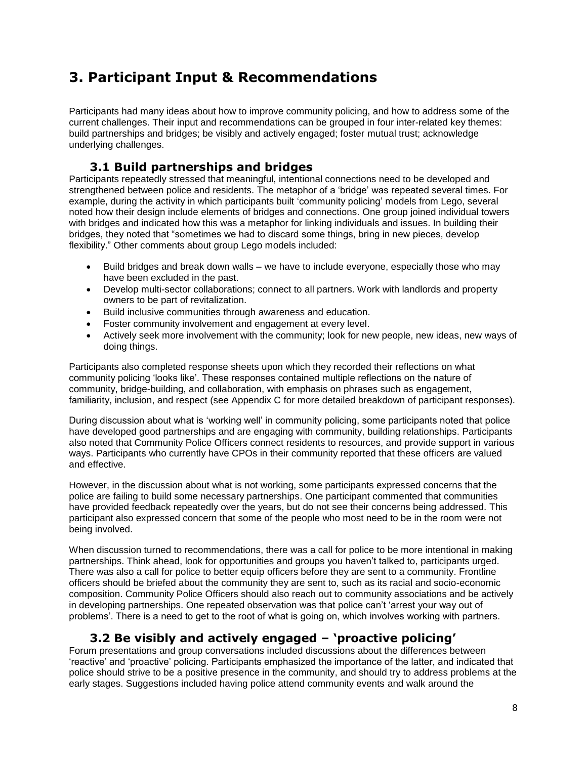# 3. Participant Input & Recommendations

Participants had many ideas about how to improve community policing, and how to address some of the current challenges. Their input and recommendations can be grouped in four inter-related key themes: build partnerships and bridges; be visibly and actively engaged; foster mutual trust; acknowledge underlying challenges.

## 3.1 Build partnerships and bridges

Participants repeatedly stressed that meaningful, intentional connections need to be developed and strengthened between police and residents. The metaphor of a 'bridge' was repeated several times. For example, during the activity in which participants built 'community policing' models from Lego, several noted how their design include elements of bridges and connections. One group joined individual towers with bridges and indicated how this was a metaphor for linking individuals and issues. In building their bridges, they noted that "sometimes we had to discard some things, bring in new pieces, develop flexibility." Other comments about group Lego models included:

- Build bridges and break down walls – we have to include everyone, especially those who may have been excluded in the past.
- Develop multi-sector collaborations; connect to all partners. Work with landlords and property owners to be part of revitalization.
- Build inclusive communities through awareness and education.
- Foster community involvement and engagement at every level.
- Actively seek more involvement with the community; look for new people, new ideas, new ways of doing things.

Participants also completed response sheets upon which they recorded their reflections on what community policing 'looks like'. These responses contained multiple reflections on the nature of community, bridge-building, and collaboration, with emphasis on phrases such as engagement, familiarity, inclusion, and respect (see Appendix C for more detailed breakdown of participant responses).

During discussion about what is 'working well' in community policing, some participants noted that police have developed good partnerships and are engaging with community, building relationships. Participants also noted that Community Police Officers connect residents to resources, and provide support in various ways. Participants who currently have CPOs in their community reported that these officers are valued and effective.

However, in the discussion about what is not working, some participants expressed concerns that the police are failing to build some necessary partnerships. One participant commented that communities have provided feedback repeatedly over the years, but do not see their concerns being addressed. This participant also expressed concern that some of the people who most need to be in the room were not being involved.

When discussion turned to recommendations, there was a call for police to be more intentional in making partnerships. Think ahead, look for opportunities and groups you haven't talked to, participants urged. There was also a call for police to better equip officers before they are sent to a community. Frontline officers should be briefed about the community they are sent to, such as its racial and socio-economic composition. Community Police Officers should also reach out to community associations and be actively in developing partnerships. One repeated observation was that police can't 'arrest your way out of problems'. There is a need to get to the root of what is going on, which involves working with partners.

## 3.2 Be visibly and actively engaged – 'proactive policing'

Forum presentations and group conversations included discussions about the differences between 'reactive' and 'proactive' policing. Participants emphasized the importance of the latter, and indicated that police should strive to be a positive presence in the community, and should try to address problems at the early stages. Suggestions included having police attend community events and walk around the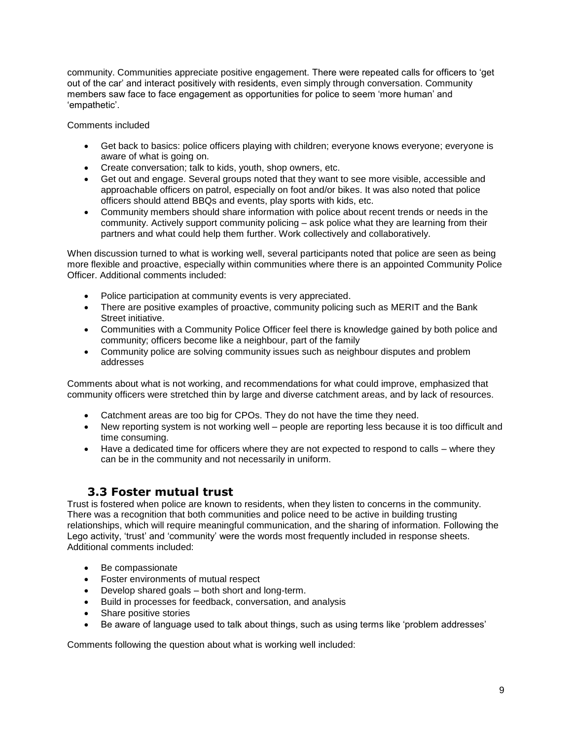community. Communities appreciate positive engagement. There were repeated calls for officers to 'get out of the car' and interact positively with residents, even simply through conversation. Community members saw face to face engagement as opportunities for police to seem 'more human' and 'empathetic'.

Comments included

- Get back to basics: police officers playing with children; everyone knows everyone; everyone is aware of what is going on.
- Create conversation; talk to kids, youth, shop owners, etc.
- Get out and engage. Several groups noted that they want to see more visible, accessible and approachable officers on patrol, especially on foot and/or bikes. It was also noted that police officers should attend BBQs and events, play sports with kids, etc.
- Community members should share information with police about recent trends or needs in the community. Actively support community policing – ask police what they are learning from their partners and what could help them further. Work collectively and collaboratively.

When discussion turned to what is working well, several participants noted that police are seen as being more flexible and proactive, especially within communities where there is an appointed Community Police Officer. Additional comments included:

- Police participation at community events is very appreciated.
- There are positive examples of proactive, community policing such as MERIT and the Bank Street initiative.
- Communities with a Community Police Officer feel there is knowledge gained by both police and community; officers become like a neighbour, part of the family
- Community police are solving community issues such as neighbour disputes and problem addresses

Comments about what is not working, and recommendations for what could improve, emphasized that community officers were stretched thin by large and diverse catchment areas, and by lack of resources.

- Catchment areas are too big for CPOs. They do not have the time they need.
- New reporting system is not working well – people are reporting less because it is too difficult and time consuming.
- Have a dedicated time for officers where they are not expected to respond to calls – where they can be in the community and not necessarily in uniform.

### 3.3 Foster mutual trust

Trust is fostered when police are known to residents, when they listen to concerns in the community. There was a recognition that both communities and police need to be active in building trusting relationships, which will require meaningful communication, and the sharing of information. Following the Lego activity, 'trust' and 'community' were the words most frequently included in response sheets. Additional comments included:

- Be compassionate
- Foster environments of mutual respect
- Develop shared goals – both short and long-term.
- Build in processes for feedback, conversation, and analysis
- Share positive stories
- Be aware of language used to talk about things, such as using terms like 'problem addresses'

Comments following the question about what is working well included: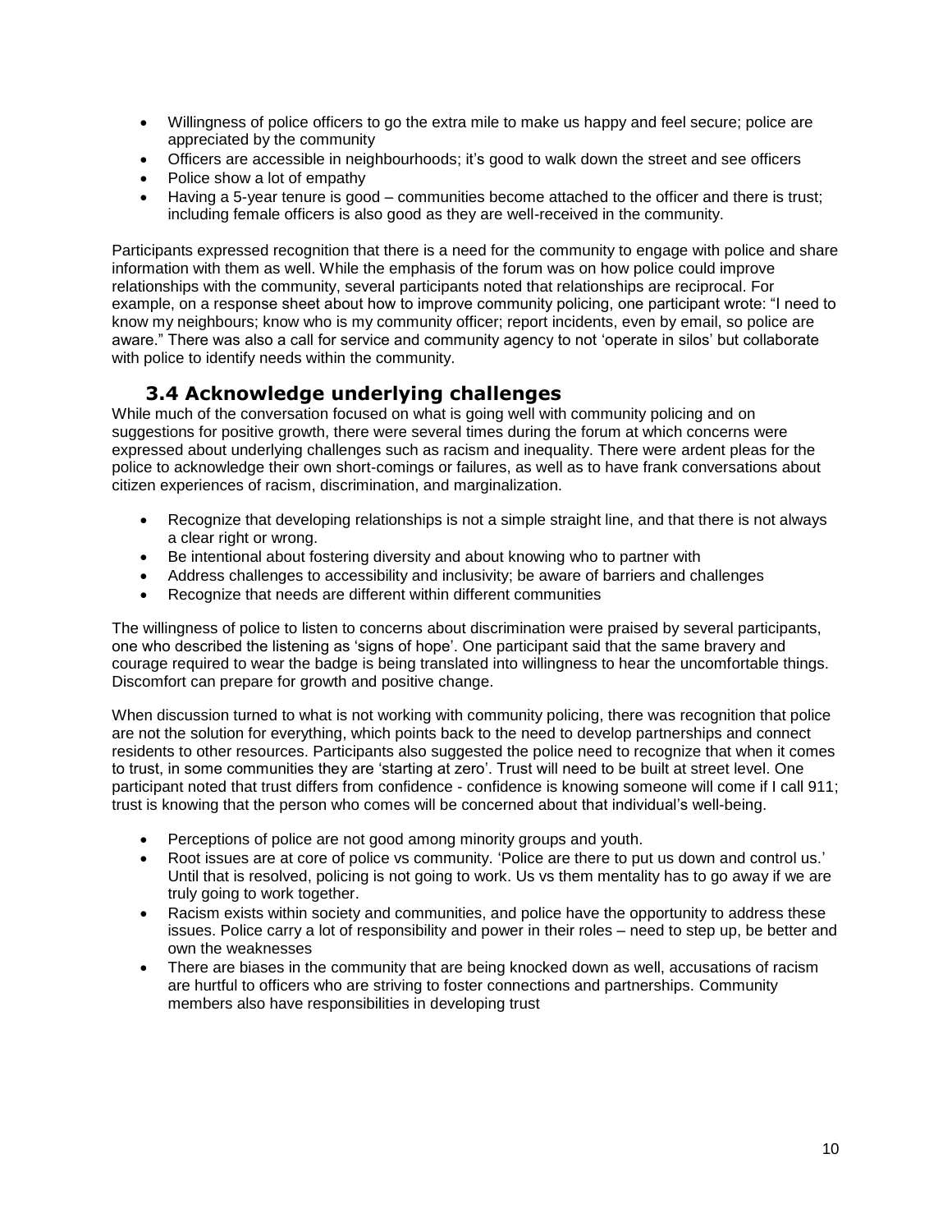- Willingness of police officers to go the extra mile to make us happy and feel secure; police are appreciated by the community
- Officers are accessible in neighbourhoods; it's good to walk down the street and see officers
- Police show a lot of empathy
- Having a 5-year tenure is good – communities become attached to the officer and there is trust; including female officers is also good as they are well-received in the community.

Participants expressed recognition that there is a need for the community to engage with police and share information with them as well. While the emphasis of the forum was on how police could improve relationships with the community, several participants noted that relationships are reciprocal. For example, on a response sheet about how to improve community policing, one participant wrote: "I need to know my neighbours; know who is my community officer; report incidents, even by email, so police are aware." There was also a call for service and community agency to not 'operate in silos' but collaborate with police to identify needs within the community.

### 3.4 Acknowledge underlying challenges

While much of the conversation focused on what is going well with community policing and on suggestions for positive growth, there were several times during the forum at which concerns were expressed about underlying challenges such as racism and inequality. There were ardent pleas for the police to acknowledge their own short-comings or failures, as well as to have frank conversations about citizen experiences of racism, discrimination, and marginalization.

- Recognize that developing relationships is not a simple straight line, and that there is not always a clear right or wrong.
- Be intentional about fostering diversity and about knowing who to partner with
- Address challenges to accessibility and inclusivity; be aware of barriers and challenges
- Recognize that needs are different within different communities

The willingness of police to listen to concerns about discrimination were praised by several participants, one who described the listening as 'signs of hope'. One participant said that the same bravery and courage required to wear the badge is being translated into willingness to hear the uncomfortable things. Discomfort can prepare for growth and positive change.

When discussion turned to what is not working with community policing, there was recognition that police are not the solution for everything, which points back to the need to develop partnerships and connect residents to other resources. Participants also suggested the police need to recognize that when it comes to trust, in some communities they are 'starting at zero'. Trust will need to be built at street level. One participant noted that trust differs from confidence - confidence is knowing someone will come if I call 911; trust is knowing that the person who comes will be concerned about that individual's well-being.

- Perceptions of police are not good among minority groups and youth.
- Root issues are at core of police vs community. 'Police are there to put us down and control us.' Until that is resolved, policing is not going to work. Us vs them mentality has to go away if we are truly going to work together.
- Racism exists within society and communities, and police have the opportunity to address these issues. Police carry a lot of responsibility and power in their roles – need to step up, be better and own the weaknesses
- There are biases in the community that are being knocked down as well, accusations of racism are hurtful to officers who are striving to foster connections and partnerships. Community members also have responsibilities in developing trust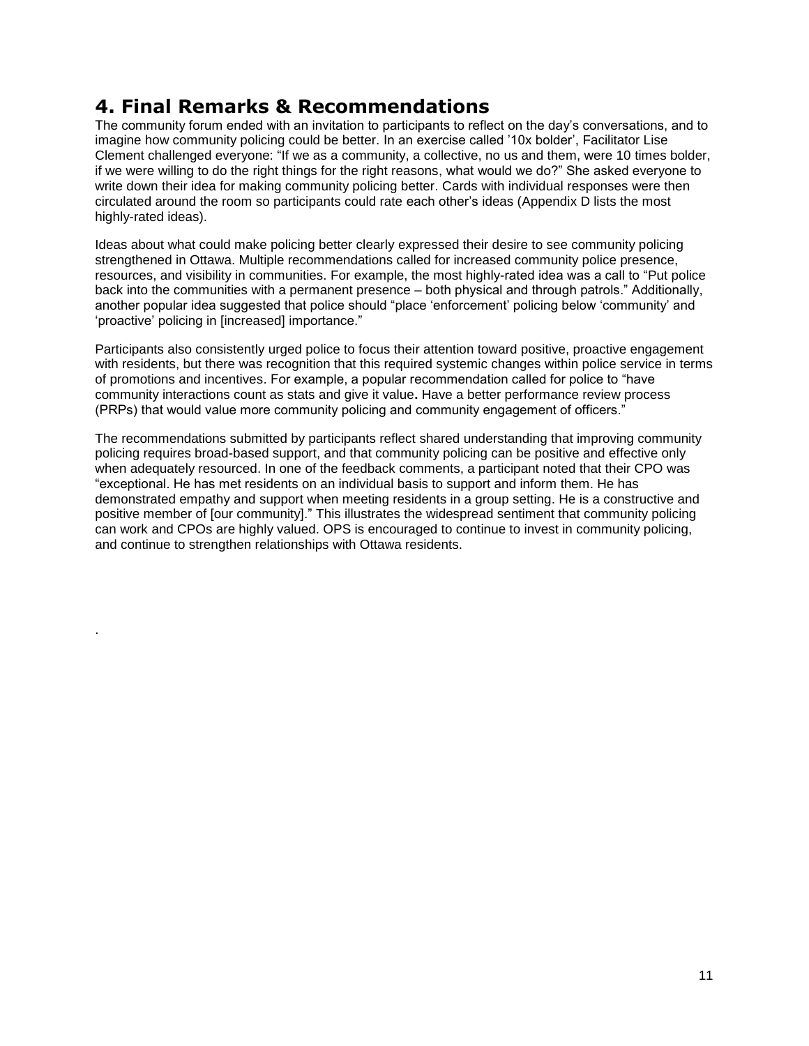## 4. Final Remarks & Recommendations

The community forum ended with an invitation to participants to reflect on the day's conversations, and to imagine how community policing could be better. In an exercise called '10x bolder', Facilitator Lise Clement challenged everyone: "If we as a community, a collective, no us and them, were 10 times bolder, if we were willing to do the right things for the right reasons, what would we do?" She asked everyone to write down their idea for making community policing better. Cards with individual responses were then circulated around the room so participants could rate each other's ideas (Appendix D lists the most highly-rated ideas).

Ideas about what could make policing better clearly expressed their desire to see community policing strengthened in Ottawa. Multiple recommendations called for increased community police presence, resources, and visibility in communities. For example, the most highly-rated idea was a call to "Put police back into the communities with a permanent presence – both physical and through patrols." Additionally, another popular idea suggested that police should "place 'enforcement' policing below 'community' and 'proactive' policing in [increased] importance."

Participants also consistently urged police to focus their attention toward positive, proactive engagement with residents, but there was recognition that this required systemic changes within police service in terms of promotions and incentives. For example, a popular recommendation called for police to "have community interactions count as stats and give it value**.** Have a better performance review process (PRPs) that would value more community policing and community engagement of officers."

The recommendations submitted by participants reflect shared understanding that improving community policing requires broad-based support, and that community policing can be positive and effective only when adequately resourced. In one of the feedback comments, a participant noted that their CPO was "exceptional. He has met residents on an individual basis to support and inform them. He has demonstrated empathy and support when meeting residents in a group setting. He is a constructive and positive member of [our community]." This illustrates the widespread sentiment that community policing can work and CPOs are highly valued. OPS is encouraged to continue to invest in community policing, and continue to strengthen relationships with Ottawa residents.

.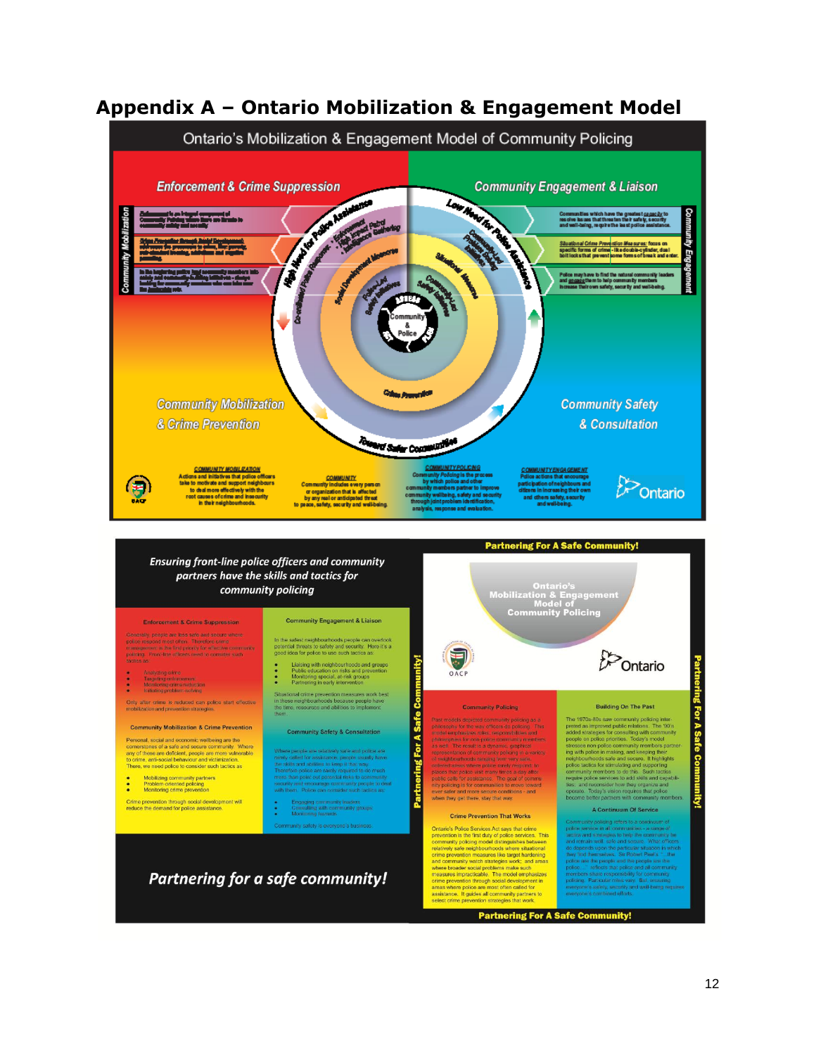# Appendix A – Ontario Mobilization & Engagement Model

## Ontario's Mobilization & Engagement Model of Community Policing

**Enforcement & Crime Suppression**

**Community Engagement & Liaison**

**Community Mobilization & Crime Prevention**

**Community Safety & Consultation**

Enforcement is an integral component of Community Policing where there are threats to community safety and security.

Crime Prevention through Social Development: addresses the precursors to crime, like poverty, school-related learning, addictions and parenting.

In the beginning police lead community members into safety and mobilization, shifting initiatives - always looking for community members who can take over the leadership role.

Communities which have the greatest capacity to resolve issues that threaten their safety, security and well-being, require the least police assistance.

Situational Crime Prevention Measures: focus on specific forms of crime - like double-cylinder, dead bolt locks that prevent some forms of break and enter.

Police may have to find the natural community leaders and engage them to help community members increase their own safety, security and well-being.

High Need for Police Assistance — Low Need for Police Assistance — Toward Safer Communities — Crime Prevention

Community & Police: Assess, Plan, Act

**COMMUNITY MOBILIZATION**
Actions and initiatives that police officers take to motivate and support neighbours to deal more effectively with the root causes of crime and insecurity in their neighbourhoods.

**COMMUNITY**
Community includes every person or organization that is affected by any real or anticipated threat to peace, safety, security and well-being.

**COMMUNITY POLICING**
Community Policing is the process by which police and other community members partner to improve community wellbeing, safety and security through joint problem identification, analysis, response and evaluation.

**COMMUNITY ENGAGEMENT**
Police actions that encourage participation of neighbours and citizens in increasing their own and others safety, security and well-being.

Ontario

---

*Ensuring front-line police officers and community partners have the skills and tactics for community policing*

**Enforcement & Crime Suppression**

Generally, people are less safe and secure where police respond most often. Therefore crime management is the first priority for effective community policing. Front-line officers need to consider such tactics as:

- Analyzing crime
- Targeting enforcement
- Monitoring crime reduction
- Initiating problem-solving

Only after crime is reduced can police start effective mobilization and prevention strategies.

**Community Engagement & Liaison**

In the safest neighbourhoods people can overlook potential threats to safety and security. Here it's a good idea for police to use such tactics as:

- Liaising with neighbourhoods and groups
- Public education on risks and prevention
- Monitoring special, at-risk groups
- Partnering in early intervention

Situational crime prevention measures work best in these neighbourhoods because people have the time, resources and abilities to implement them.

**Community Mobilization & Crime Prevention**

Personal, social and economic wellbeing are the cornerstones of a safe and secure community. Where any of these are deficient, people are more vulnerable to crime, anti-social behaviour and victimization. There, we need police to consider such tactics as:

- Mobilizing community partners
- Problem-oriented policing
- Monitoring crime prevention

Crime prevention through social development will reduce the demand for police assistance.

**Community Safety & Consultation**

Where people are relatively safe and police are rarely called for assistance, people usually have the skills and abilities to keep it that way. Therefore police are rarely required to do much more than point out potential risks to community security and encourage community people to deal with them. Police can consider such tactics as:

- Engaging community leaders
- Consulting with community groups
- Monitoring hazards

Community safety is everyone's business.

*Partnering for a safe community!*

**Partnering For A Safe Community!**

Ontario's Mobilization & Engagement Model of Community Policing

OACP — Ontario

**Community Policing**

Past models depicted community policing as a philosophy for the way officers do policing. This model emphasizes roles, responsibilities and philosophies for non-police community members as well. The result is a dynamic, graphical representation of community policing in a variety of neighbourhoods ranging from very safe, ordered areas where police rarely respond, to places that police visit many times a day after public calls for assistance. The goal of community policing is for communities to move toward ever safer and more secure conditions - and when they get there, stay that way.

**Crime Prevention That Works**

Ontario's Police Services Act says that crime prevention is the first duty of police services. This community policing model distinguishes between relatively safe neighbourhoods where situational crime prevention measures like target hardening and community watch strategies work; and areas where broader social problems make such measures impracticable. The model emphasizes crime prevention through social development in areas where police are most often called for assistance. It guides all community partners to select crime prevention strategies that work.

**Building On The Past**

The 1970s-80s saw community policing interpreted as improved public relations. The 1990's added strategies for consulting with community people on police priorities. Today's model stresses non-police community members partnering with police in making, and keeping their neighbourhoods safe and secure. It highlights police tactics for stimulating and supporting community members to do this. Such tactics require police services to add skills and capabilities; and reconsider how they organize and operate. Today's vision requires that police become better partners with community members.

**A Continuum Of Service**

Community policing refers to a continuum of police service in all communities - a range of tactics and strategies to help the community be and remain well, safe and secure. What officers do depends upon the particular situation in which they find themselves. Sir Robert Peel's "...the police are the people and the people are the police..." reflects that police and all community members share responsibility for community policing. Particular roles vary. But, ensuring everyone's safety, security and well-being requires everyone's combined efforts.

**Partnering For A Safe Community!**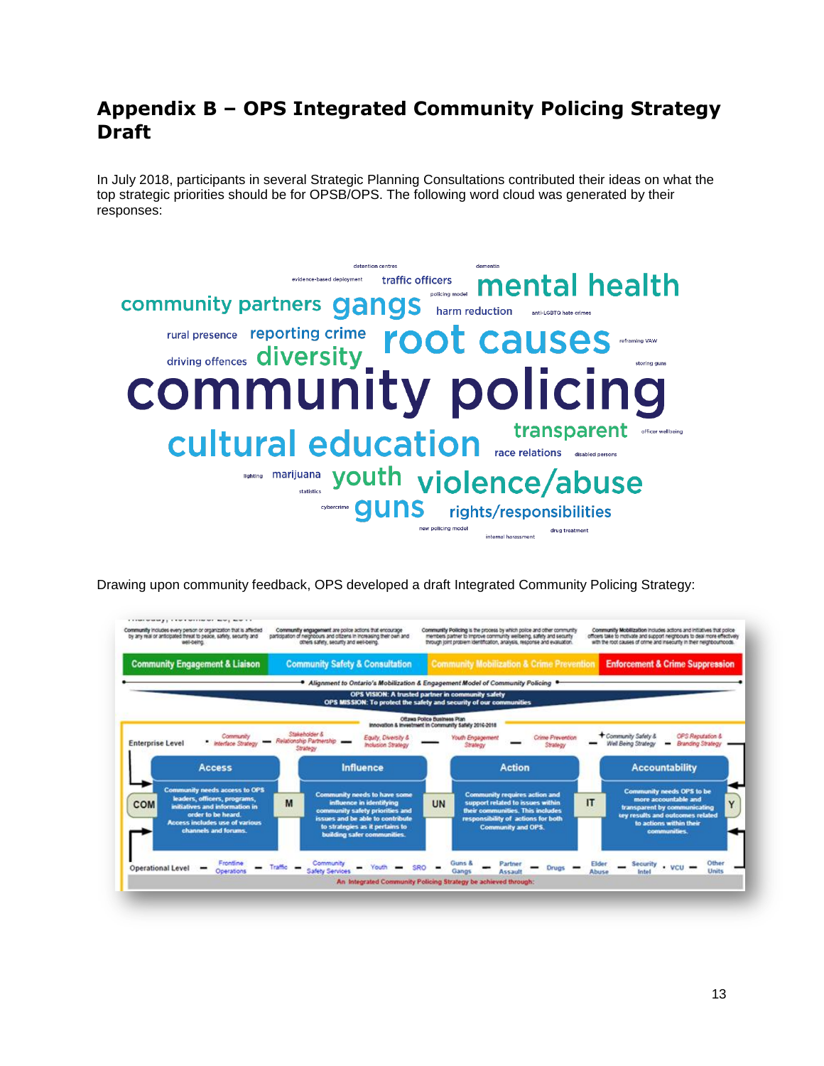## Appendix B – OPS Integrated Community Policing Strategy Draft

In July 2018, participants in several Strategic Planning Consultations contributed their ideas on what the top strategic priorities should be for OPSB/OPS. The following word cloud was generated by their responses:

detention centres dementia evidence-based deployment traffic officers mental health community partners gangs policing model harm reduction anti-LGBTQ hate crimes rural presence reporting crime root causes reframing VAW driving offences diversity storing guns community policing cultural education transparent officer wellbeing race relations disabled persons lighting marijuana youth violence/abuse statistics cybercrime guns rights/responsibilities new policing model drug treatment internal harassment

Drawing upon community feedback, OPS developed a draft Integrated Community Policing Strategy: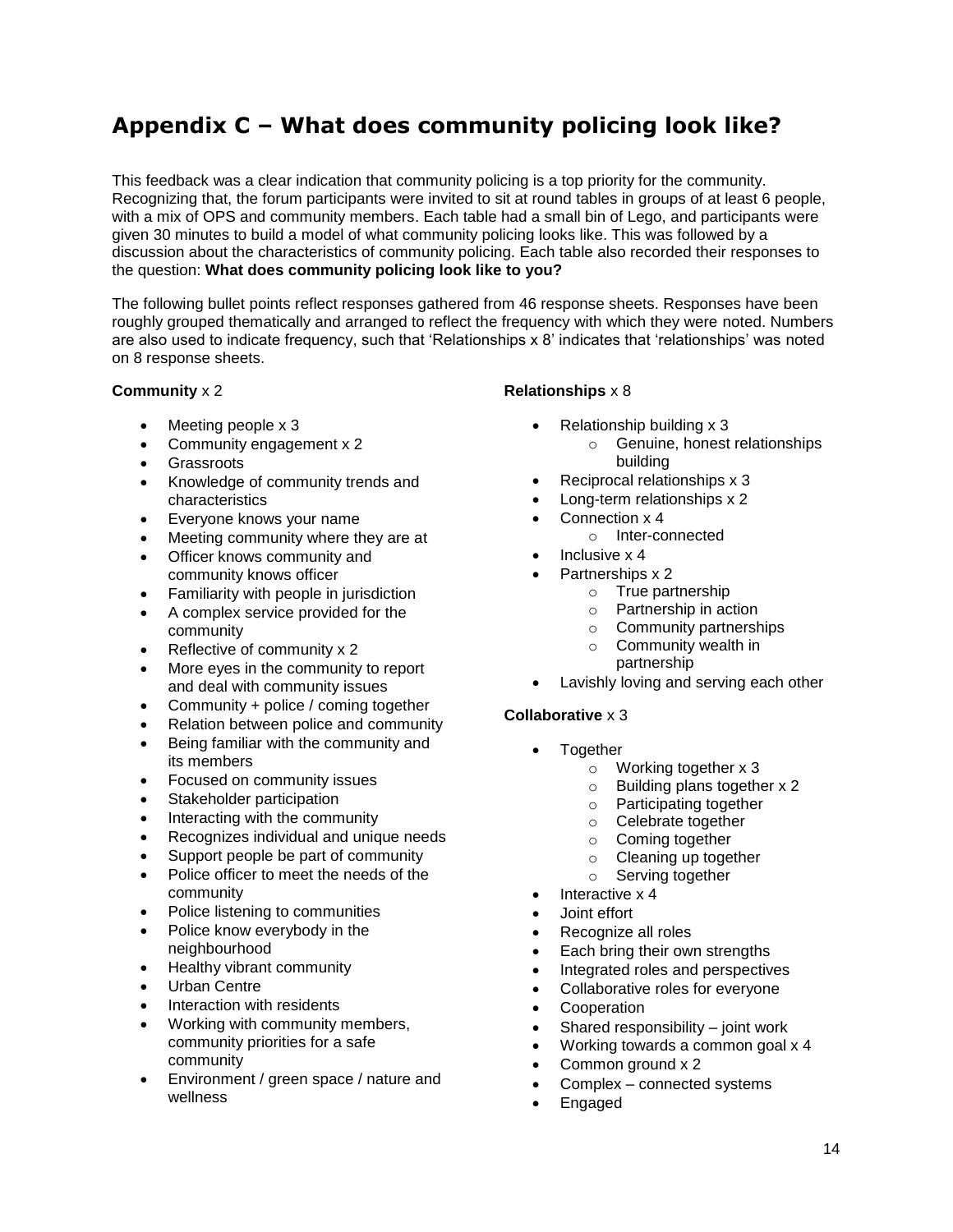## Appendix C – What does community policing look like?

This feedback was a clear indication that community policing is a top priority for the community. Recognizing that, the forum participants were invited to sit at round tables in groups of at least 6 people, with a mix of OPS and community members. Each table had a small bin of Lego, and participants were given 30 minutes to build a model of what community policing looks like. This was followed by a discussion about the characteristics of community policing. Each table also recorded their responses to the question: **What does community policing look like to you?**

The following bullet points reflect responses gathered from 46 response sheets. Responses have been roughly grouped thematically and arranged to reflect the frequency with which they were noted. Numbers are also used to indicate frequency, such that 'Relationships x 8' indicates that 'relationships' was noted on 8 response sheets.

**Community** x 2

- Meeting people x 3
- Community engagement x 2
- Grassroots
- Knowledge of community trends and characteristics
- Everyone knows your name
- Meeting community where they are at
- Officer knows community and community knows officer
- Familiarity with people in jurisdiction
- A complex service provided for the community
- Reflective of community x 2
- More eyes in the community to report and deal with community issues
- Community + police / coming together
- Relation between police and community
- Being familiar with the community and its members
- Focused on community issues
- Stakeholder participation
- Interacting with the community
- Recognizes individual and unique needs
- Support people be part of community
- Police officer to meet the needs of the community
- Police listening to communities
- Police know everybody in the neighbourhood
- Healthy vibrant community
- Urban Centre
- Interaction with residents
- Working with community members, community priorities for a safe community
- Environment / green space / nature and wellness

**Relationships** x 8

- Relationship building x 3
  - Genuine, honest relationships building
- Reciprocal relationships x 3
- Long-term relationships x 2
- Connection x 4
  - Inter-connected
- Inclusive x 4
- Partnerships x 2
  - True partnership
  - Partnership in action
  - Community partnerships
  - Community wealth in partnership
- Lavishly loving and serving each other

**Collaborative** x 3

- Together
  - Working together x 3
  - Building plans together x 2
  - Participating together
  - Celebrate together
  - Coming together
  - Cleaning up together
  - Serving together
- Interactive x 4
- Joint effort
- Recognize all roles
- Each bring their own strengths
- Integrated roles and perspectives
- Collaborative roles for everyone
- Cooperation
- Shared responsibility – joint work
- Working towards a common goal x 4
- Common ground x 2
- Complex – connected systems
- Engaged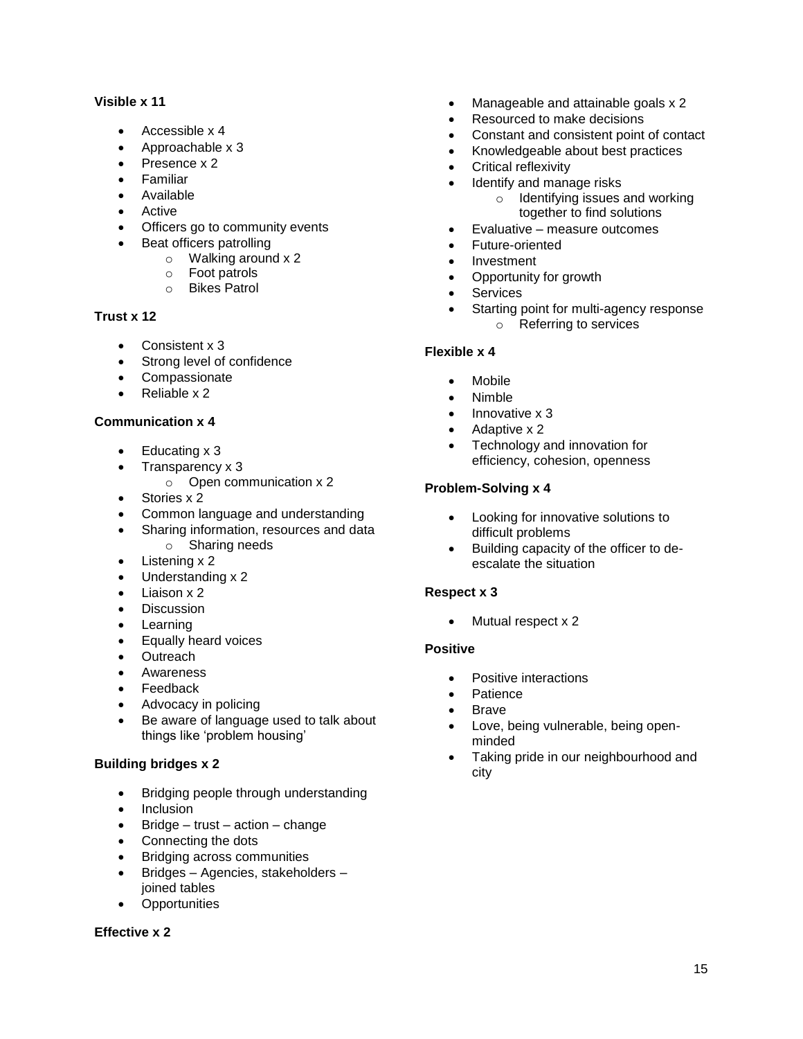**Visible x 11**

- Accessible x 4
- Approachable x 3
- Presence x 2
- Familiar
- Available
- Active
- Officers go to community events
- Beat officers patrolling
    - Walking around x 2
    - Foot patrols
    - Bikes Patrol

**Trust x 12**

- Consistent x 3
- Strong level of confidence
- Compassionate
- Reliable x 2

**Communication x 4**

- Educating x 3
- Transparency x 3
    - Open communication x 2
- Stories x 2
- Common language and understanding
- Sharing information, resources and data
    - Sharing needs
- Listening x 2
- Understanding x 2
- Liaison x 2
- Discussion
- Learning
- Equally heard voices
- Outreach
- Awareness
- Feedback
- Advocacy in policing
- Be aware of language used to talk about things like 'problem housing'

**Building bridges x 2**

- Bridging people through understanding
- Inclusion
- Bridge – trust – action – change
- Connecting the dots
- Bridging across communities
- Bridges – Agencies, stakeholders – joined tables
- Opportunities

**Effective x 2**

- Manageable and attainable goals x 2
- Resourced to make decisions
- Constant and consistent point of contact
- Knowledgeable about best practices
- Critical reflexivity
- Identify and manage risks
    - Identifying issues and working together to find solutions
- Evaluative – measure outcomes
- Future-oriented
- Investment
- Opportunity for growth
- Services
- Starting point for multi-agency response
    - Referring to services

**Flexible x 4**

- Mobile
- Nimble
- Innovative x 3
- Adaptive x 2
- Technology and innovation for efficiency, cohesion, openness

**Problem-Solving x 4**

- Looking for innovative solutions to difficult problems
- Building capacity of the officer to de-escalate the situation

**Respect x 3**

- Mutual respect x 2

**Positive**

- Positive interactions
- Patience
- Brave
- Love, being vulnerable, being open-minded
- Taking pride in our neighbourhood and city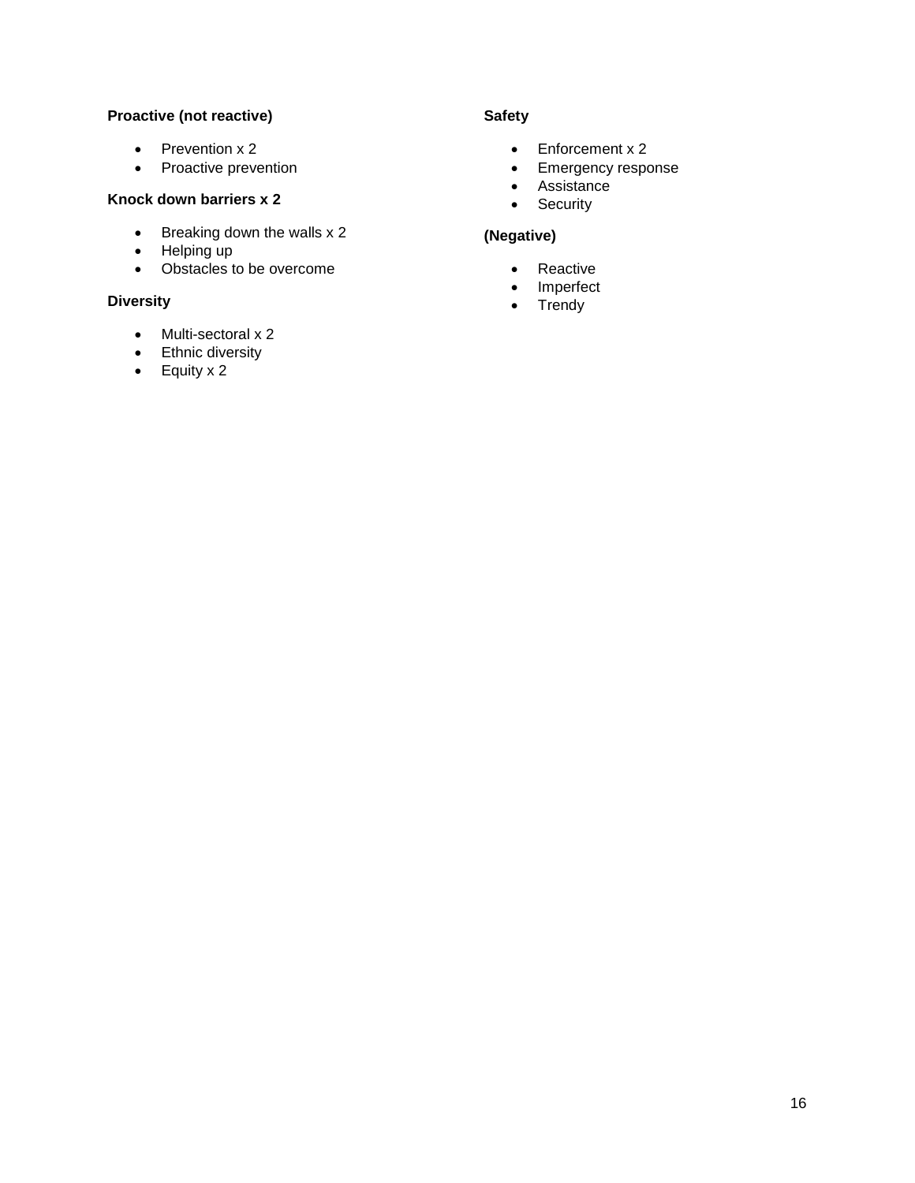**Proactive (not reactive)**

- Prevention x 2
- Proactive prevention

**Knock down barriers x 2**

- Breaking down the walls x 2
- Helping up
- Obstacles to be overcome

**Diversity**

- Multi-sectoral x 2
- Ethnic diversity
- Equity x 2

**Safety**

- Enforcement x 2
- Emergency response
- Assistance
- Security

**(Negative)**

- Reactive
- Imperfect
- Trendy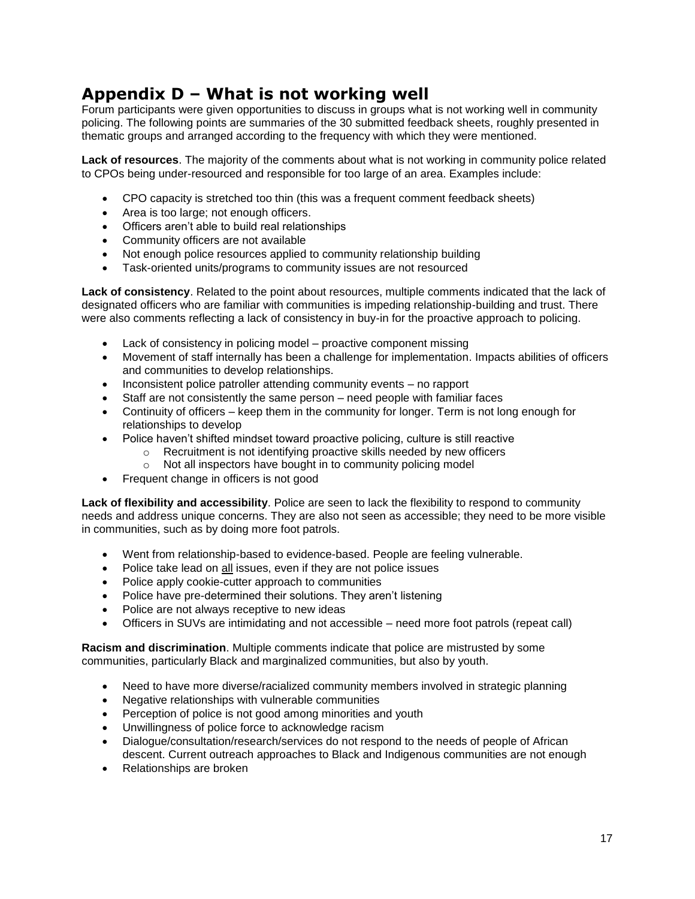## Appendix D – What is not working well

Forum participants were given opportunities to discuss in groups what is not working well in community policing. The following points are summaries of the 30 submitted feedback sheets, roughly presented in thematic groups and arranged according to the frequency with which they were mentioned.

**Lack of resources**. The majority of the comments about what is not working in community police related to CPOs being under-resourced and responsible for too large of an area. Examples include:

- CPO capacity is stretched too thin (this was a frequent comment feedback sheets)
- Area is too large; not enough officers.
- Officers aren't able to build real relationships
- Community officers are not available
- Not enough police resources applied to community relationship building
- Task-oriented units/programs to community issues are not resourced

**Lack of consistency**. Related to the point about resources, multiple comments indicated that the lack of designated officers who are familiar with communities is impeding relationship-building and trust. There were also comments reflecting a lack of consistency in buy-in for the proactive approach to policing.

- Lack of consistency in policing model – proactive component missing
- Movement of staff internally has been a challenge for implementation. Impacts abilities of officers and communities to develop relationships.
- Inconsistent police patroller attending community events – no rapport
- Staff are not consistently the same person – need people with familiar faces
- Continuity of officers – keep them in the community for longer. Term is not long enough for relationships to develop
- Police haven't shifted mindset toward proactive policing, culture is still reactive
    - Recruitment is not identifying proactive skills needed by new officers
    - Not all inspectors have bought in to community policing model
- Frequent change in officers is not good

**Lack of flexibility and accessibility**. Police are seen to lack the flexibility to respond to community needs and address unique concerns. They are also not seen as accessible; they need to be more visible in communities, such as by doing more foot patrols.

- Went from relationship-based to evidence-based. People are feeling vulnerable.
- Police take lead on <u>all</u> issues, even if they are not police issues
- Police apply cookie-cutter approach to communities
- Police have pre-determined their solutions. They aren't listening
- Police are not always receptive to new ideas
- Officers in SUVs are intimidating and not accessible – need more foot patrols (repeat call)

**Racism and discrimination**. Multiple comments indicate that police are mistrusted by some communities, particularly Black and marginalized communities, but also by youth.

- Need to have more diverse/racialized community members involved in strategic planning
- Negative relationships with vulnerable communities
- Perception of police is not good among minorities and youth
- Unwillingness of police force to acknowledge racism
- Dialogue/consultation/research/services do not respond to the needs of people of African descent. Current outreach approaches to Black and Indigenous communities are not enough
- Relationships are broken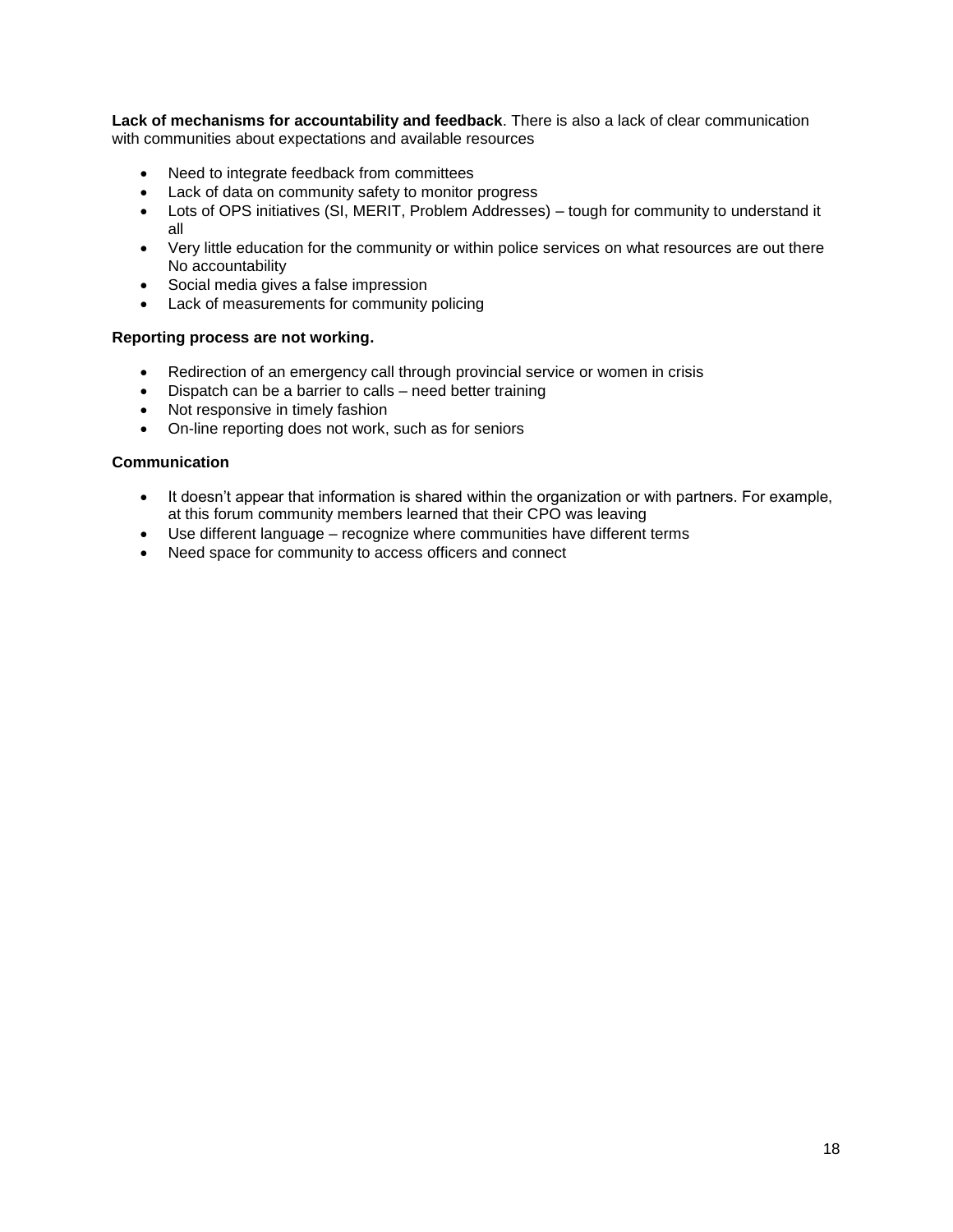**Lack of mechanisms for accountability and feedback**. There is also a lack of clear communication with communities about expectations and available resources

- Need to integrate feedback from committees
- Lack of data on community safety to monitor progress
- Lots of OPS initiatives (SI, MERIT, Problem Addresses) – tough for community to understand it all
- Very little education for the community or within police services on what resources are out there No accountability
- Social media gives a false impression
- Lack of measurements for community policing

**Reporting process are not working.**

- Redirection of an emergency call through provincial service or women in crisis
- Dispatch can be a barrier to calls – need better training
- Not responsive in timely fashion
- On-line reporting does not work, such as for seniors

**Communication**

- It doesn't appear that information is shared within the organization or with partners. For example, at this forum community members learned that their CPO was leaving
- Use different language – recognize where communities have different terms
- Need space for community to access officers and connect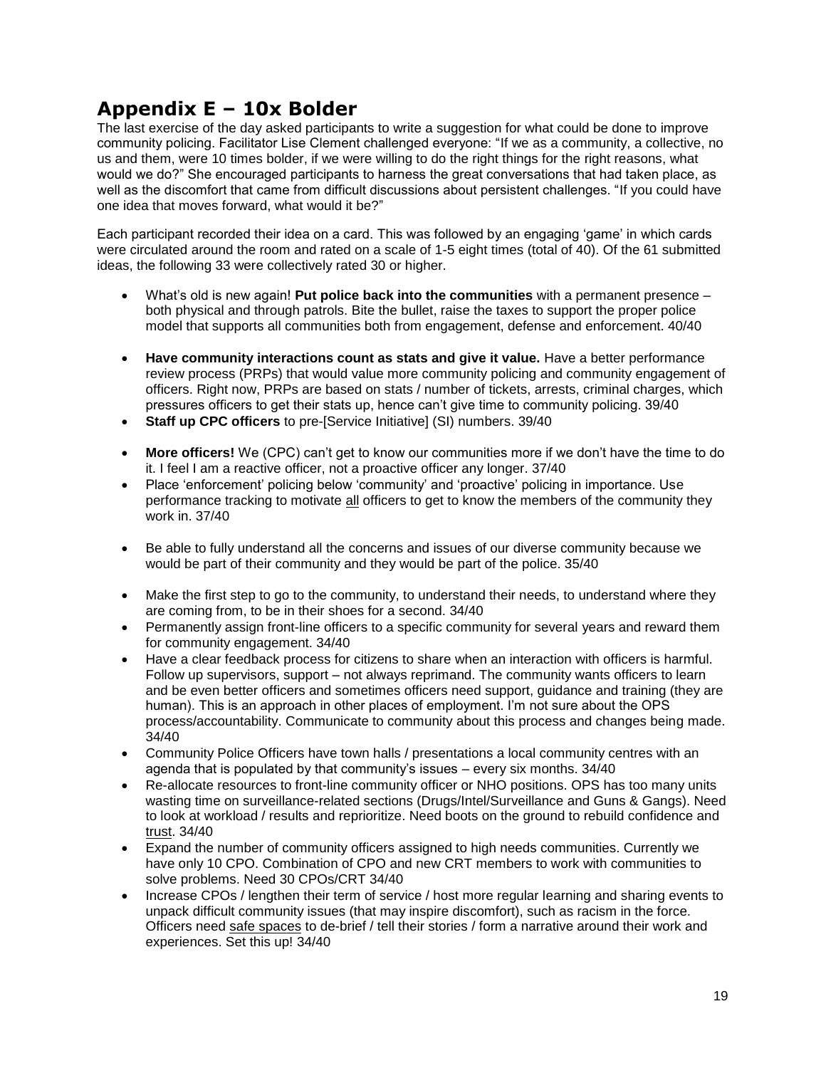## Appendix E – 10x Bolder

The last exercise of the day asked participants to write a suggestion for what could be done to improve community policing. Facilitator Lise Clement challenged everyone: "If we as a community, a collective, no us and them, were 10 times bolder, if we were willing to do the right things for the right reasons, what would we do?" She encouraged participants to harness the great conversations that had taken place, as well as the discomfort that came from difficult discussions about persistent challenges. "If you could have one idea that moves forward, what would it be?"

Each participant recorded their idea on a card. This was followed by an engaging 'game' in which cards were circulated around the room and rated on a scale of 1-5 eight times (total of 40). Of the 61 submitted ideas, the following 33 were collectively rated 30 or higher.

- What's old is new again! **Put police back into the communities** with a permanent presence – both physical and through patrols. Bite the bullet, raise the taxes to support the proper police model that supports all communities both from engagement, defense and enforcement. 40/40
- **Have community interactions count as stats and give it value.** Have a better performance review process (PRPs) that would value more community policing and community engagement of officers. Right now, PRPs are based on stats / number of tickets, arrests, criminal charges, which pressures officers to get their stats up, hence can't give time to community policing. 39/40
- **Staff up CPC officers** to pre-[Service Initiative] (SI) numbers. 39/40
- **More officers!** We (CPC) can't get to know our communities more if we don't have the time to do it. I feel I am a reactive officer, not a proactive officer any longer. 37/40
- Place 'enforcement' policing below 'community' and 'proactive' policing in importance. Use performance tracking to motivate <u>all</u> officers to get to know the members of the community they work in. 37/40
- Be able to fully understand all the concerns and issues of our diverse community because we would be part of their community and they would be part of the police. 35/40
- Make the first step to go to the community, to understand their needs, to understand where they are coming from, to be in their shoes for a second. 34/40
- Permanently assign front-line officers to a specific community for several years and reward them for community engagement. 34/40
- Have a clear feedback process for citizens to share when an interaction with officers is harmful. Follow up supervisors, support – not always reprimand. The community wants officers to learn and be even better officers and sometimes officers need support, guidance and training (they are human). This is an approach in other places of employment. I'm not sure about the OPS process/accountability. Communicate to community about this process and changes being made. 34/40
- Community Police Officers have town halls / presentations a local community centres with an agenda that is populated by that community's issues – every six months. 34/40
- Re-allocate resources to front-line community officer or NHO positions. OPS has too many units wasting time on surveillance-related sections (Drugs/Intel/Surveillance and Guns & Gangs). Need to look at workload / results and reprioritize. Need boots on the ground to rebuild confidence and <u>trust</u>. 34/40
- Expand the number of community officers assigned to high needs communities. Currently we have only 10 CPO. Combination of CPO and new CRT members to work with communities to solve problems. Need 30 CPOs/CRT 34/40
- Increase CPOs / lengthen their term of service / host more regular learning and sharing events to unpack difficult community issues (that may inspire discomfort), such as racism in the force. Officers need <u>safe spaces</u> to de-brief / tell their stories / form a narrative around their work and experiences. Set this up! 34/40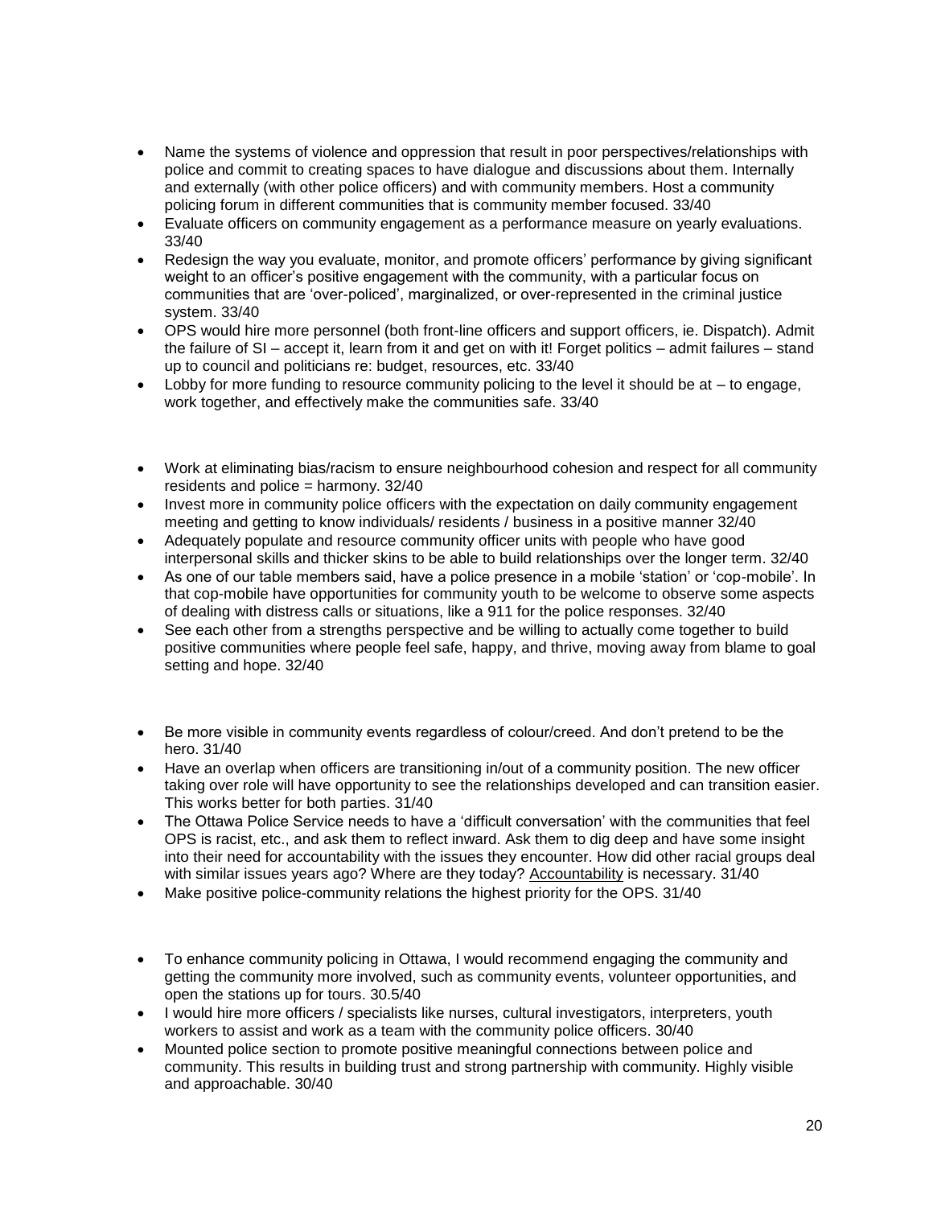- Name the systems of violence and oppression that result in poor perspectives/relationships with police and commit to creating spaces to have dialogue and discussions about them. Internally and externally (with other police officers) and with community members. Host a community policing forum in different communities that is community member focused. 33/40
- Evaluate officers on community engagement as a performance measure on yearly evaluations. 33/40
- Redesign the way you evaluate, monitor, and promote officers' performance by giving significant weight to an officer's positive engagement with the community, with a particular focus on communities that are 'over-policed', marginalized, or over-represented in the criminal justice system. 33/40
- OPS would hire more personnel (both front-line officers and support officers, ie. Dispatch). Admit the failure of SI – accept it, learn from it and get on with it! Forget politics – admit failures – stand up to council and politicians re: budget, resources, etc. 33/40
- Lobby for more funding to resource community policing to the level it should be at – to engage, work together, and effectively make the communities safe. 33/40

- Work at eliminating bias/racism to ensure neighbourhood cohesion and respect for all community residents and police = harmony. 32/40
- Invest more in community police officers with the expectation on daily community engagement meeting and getting to know individuals/ residents / business in a positive manner 32/40
- Adequately populate and resource community officer units with people who have good interpersonal skills and thicker skins to be able to build relationships over the longer term. 32/40
- As one of our table members said, have a police presence in a mobile 'station' or 'cop-mobile'. In that cop-mobile have opportunities for community youth to be welcome to observe some aspects of dealing with distress calls or situations, like a 911 for the police responses. 32/40
- See each other from a strengths perspective and be willing to actually come together to build positive communities where people feel safe, happy, and thrive, moving away from blame to goal setting and hope. 32/40

- Be more visible in community events regardless of colour/creed. And don't pretend to be the hero. 31/40
- Have an overlap when officers are transitioning in/out of a community position. The new officer taking over role will have opportunity to see the relationships developed and can transition easier. This works better for both parties. 31/40
- The Ottawa Police Service needs to have a 'difficult conversation' with the communities that feel OPS is racist, etc., and ask them to reflect inward. Ask them to dig deep and have some insight into their need for accountability with the issues they encounter. How did other racial groups deal with similar issues years ago? Where are they today? Accountability is necessary. 31/40
- Make positive police-community relations the highest priority for the OPS. 31/40

- To enhance community policing in Ottawa, I would recommend engaging the community and getting the community more involved, such as community events, volunteer opportunities, and open the stations up for tours. 30.5/40
- I would hire more officers / specialists like nurses, cultural investigators, interpreters, youth workers to assist and work as a team with the community police officers. 30/40
- Mounted police section to promote positive meaningful connections between police and community. This results in building trust and strong partnership with community. Highly visible and approachable. 30/40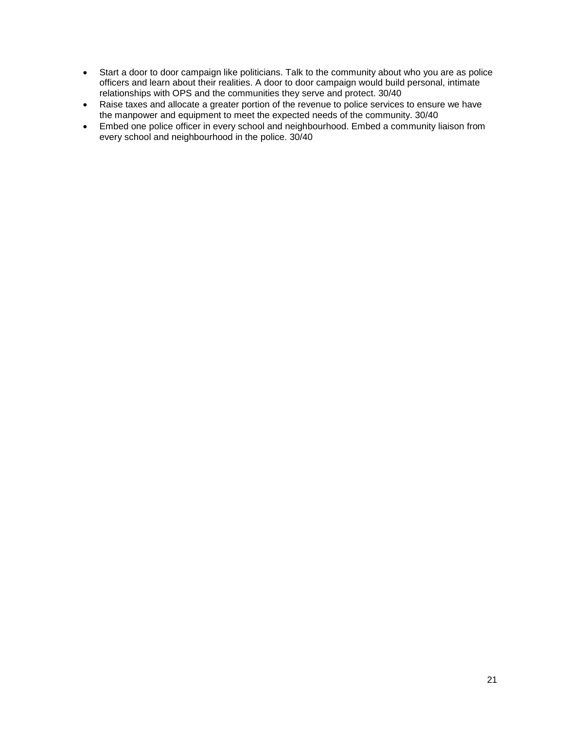- Start a door to door campaign like politicians. Talk to the community about who you are as police officers and learn about their realities. A door to door campaign would build personal, intimate relationships with OPS and the communities they serve and protect. 30/40
- Raise taxes and allocate a greater portion of the revenue to police services to ensure we have the manpower and equipment to meet the expected needs of the community. 30/40
- Embed one police officer in every school and neighbourhood. Embed a community liaison from every school and neighbourhood in the police. 30/40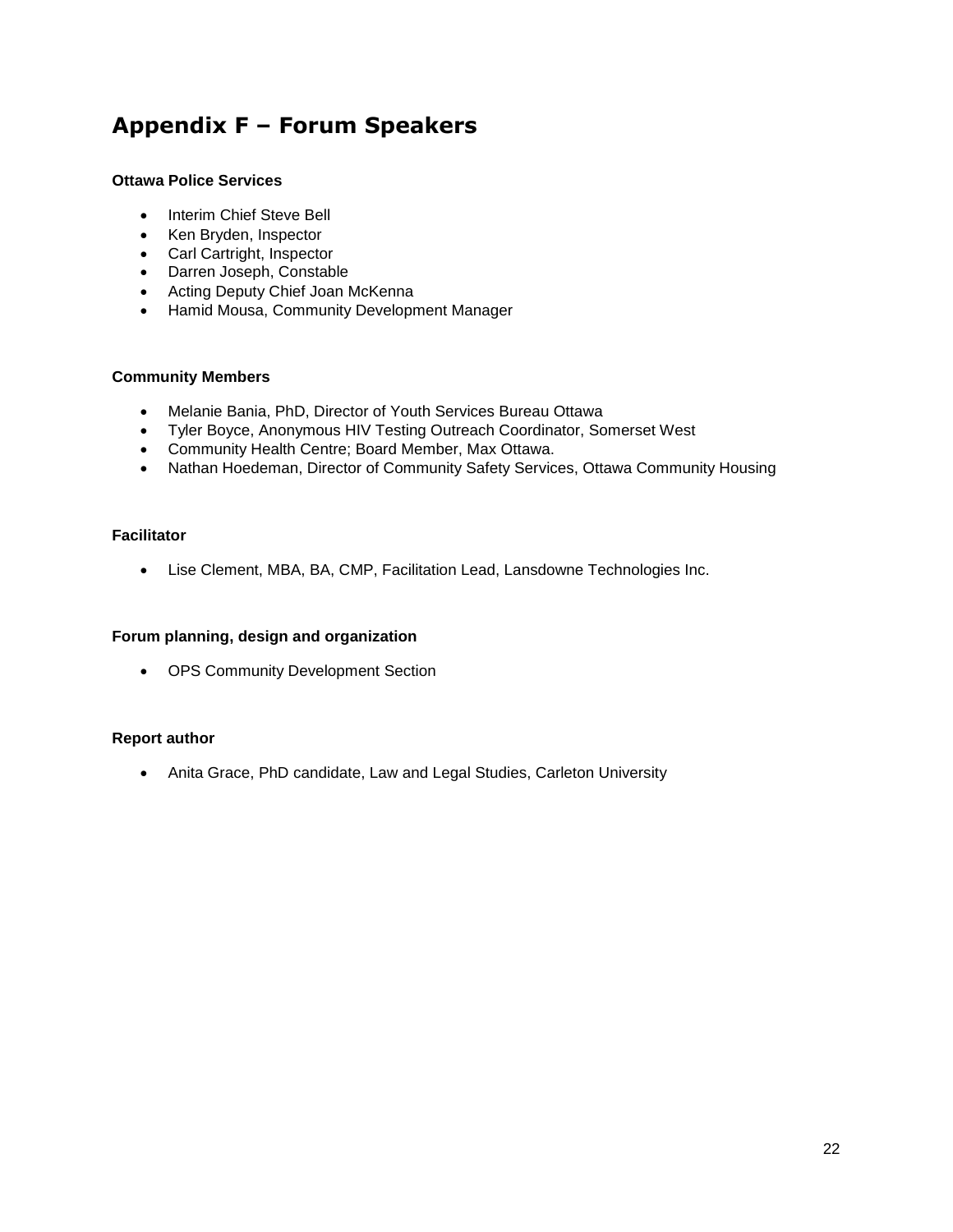# Appendix F – Forum Speakers

**Ottawa Police Services**

- Interim Chief Steve Bell
- Ken Bryden, Inspector
- Carl Cartright, Inspector
- Darren Joseph, Constable
- Acting Deputy Chief Joan McKenna
- Hamid Mousa, Community Development Manager

**Community Members**

- Melanie Bania, PhD, Director of Youth Services Bureau Ottawa
- Tyler Boyce, Anonymous HIV Testing Outreach Coordinator, Somerset West
- Community Health Centre; Board Member, Max Ottawa.
- Nathan Hoedeman, Director of Community Safety Services, Ottawa Community Housing

**Facilitator**

- Lise Clement, MBA, BA, CMP, Facilitation Lead, Lansdowne Technologies Inc.

**Forum planning, design and organization**

- OPS Community Development Section

**Report author**

- Anita Grace, PhD candidate, Law and Legal Studies, Carleton University